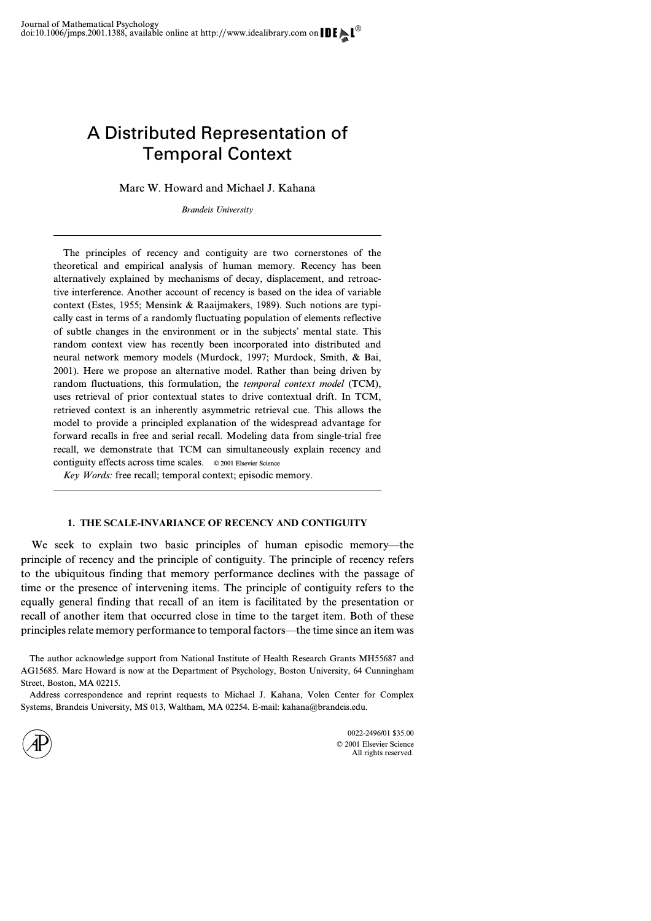Journal of Mathematical Psychology
doi:10.1006/jmps.2001.1388, available online at http://www.idealibrary.com on IDEAL®

# A Distributed Representation of Temporal Context

Marc W. Howard and Michael J. Kahana

*Brandeis University*

The principles of recency and contiguity are two cornerstones of the theoretical and empirical analysis of human memory. Recency has been alternatively explained by mechanisms of decay, displacement, and retroactive interference. Another account of recency is based on the idea of variable context (Estes, 1955; Mensink & Raaijmakers, 1989). Such notions are typically cast in terms of a randomly fluctuating population of elements reflective of subtle changes in the environment or in the subjects' mental state. This random context view has recently been incorporated into distributed and neural network memory models (Murdock, 1997; Murdock, Smith, & Bai, 2001). Here we propose an alternative model. Rather than being driven by random fluctuations, this formulation, the *temporal context model* (TCM), uses retrieval of prior contextual states to drive contextual drift. In TCM, retrieved context is an inherently asymmetric retrieval cue. This allows the model to provide a principled explanation of the widespread advantage for forward recalls in free and serial recall. Modeling data from single-trial free recall, we demonstrate that TCM can simultaneously explain recency and contiguity effects across time scales. © 2001 Elsevier Science

*Key Words:* free recall; temporal context; episodic memory.

## 1. THE SCALE-INVARIANCE OF RECENCY AND CONTIGUITY

We seek to explain two basic principles of human episodic memory—the principle of recency and the principle of contiguity. The principle of recency refers to the ubiquitous finding that memory performance declines with the passage of time or the presence of intervening items. The principle of contiguity refers to the equally general finding that recall of an item is facilitated by the presentation or recall of another item that occurred close in time to the target item. Both of these principles relate memory performance to temporal factors—the time since an item was

The author acknowledge support from National Institute of Health Research Grants MH55687 and AG15685. Marc Howard is now at the Department of Psychology, Boston University, 64 Cunningham Street, Boston, MA 02215.

Address correspondence and reprint requests to Michael J. Kahana, Volen Center for Complex Systems, Brandeis University, MS 013, Waltham, MA 02254. E-mail: kahana@brandeis.edu.

0022-2496/01 $35.00
© 2001 Elsevier Science
All rights reserved.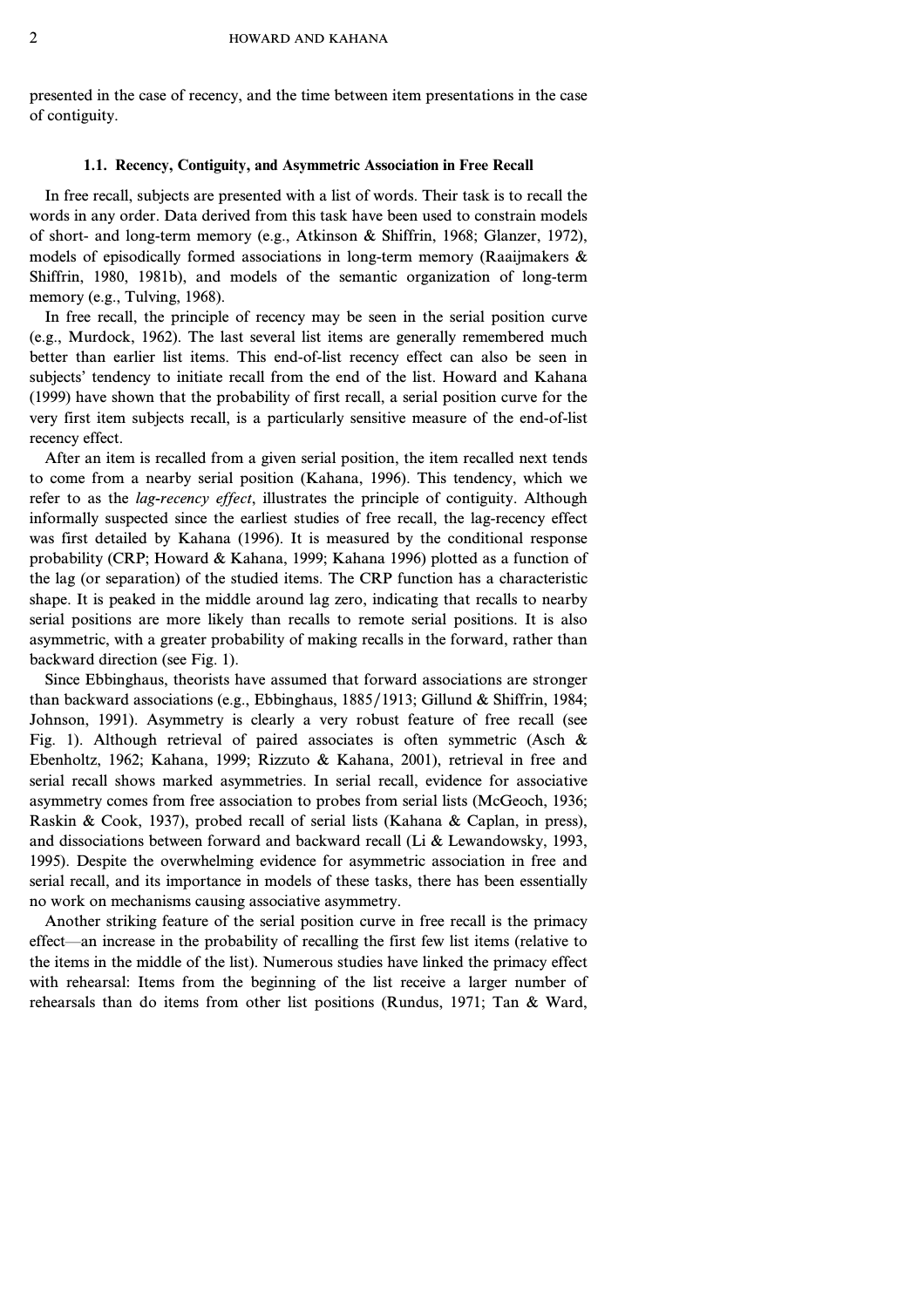presented in the case of recency, and the time between item presentations in the case of contiguity.

### 1.1. Recency, Contiguity, and Asymmetric Association in Free Recall

In free recall, subjects are presented with a list of words. Their task is to recall the words in any order. Data derived from this task have been used to constrain models of short- and long-term memory (e.g., Atkinson & Shiffrin, 1968; Glanzer, 1972), models of episodically formed associations in long-term memory (Raaijmakers & Shiffrin, 1980, 1981b), and models of the semantic organization of long-term memory (e.g., Tulving, 1968).

In free recall, the principle of recency may be seen in the serial position curve (e.g., Murdock, 1962). The last several list items are generally remembered much better than earlier list items. This end-of-list recency effect can also be seen in subjects' tendency to initiate recall from the end of the list. Howard and Kahana (1999) have shown that the probability of first recall, a serial position curve for the very first item subjects recall, is a particularly sensitive measure of the end-of-list recency effect.

After an item is recalled from a given serial position, the item recalled next tends to come from a nearby serial position (Kahana, 1996). This tendency, which we refer to as the *lag-recency effect*, illustrates the principle of contiguity. Although informally suspected since the earliest studies of free recall, the lag-recency effect was first detailed by Kahana (1996). It is measured by the conditional response probability (CRP; Howard & Kahana, 1999; Kahana 1996) plotted as a function of the lag (or separation) of the studied items. The CRP function has a characteristic shape. It is peaked in the middle around lag zero, indicating that recalls to nearby serial positions are more likely than recalls to remote serial positions. It is also asymmetric, with a greater probability of making recalls in the forward, rather than backward direction (see Fig. 1).

Since Ebbinghaus, theorists have assumed that forward associations are stronger than backward associations (e.g., Ebbinghaus, 1885/1913; Gillund & Shiffrin, 1984; Johnson, 1991). Asymmetry is clearly a very robust feature of free recall (see Fig. 1). Although retrieval of paired associates is often symmetric (Asch & Ebenholtz, 1962; Kahana, 1999; Rizzuto & Kahana, 2001), retrieval in free and serial recall shows marked asymmetries. In serial recall, evidence for associative asymmetry comes from free association to probes from serial lists (McGeoch, 1936; Raskin & Cook, 1937), probed recall of serial lists (Kahana & Caplan, in press), and dissociations between forward and backward recall (Li & Lewandowsky, 1993, 1995). Despite the overwhelming evidence for asymmetric association in free and serial recall, and its importance in models of these tasks, there has been essentially no work on mechanisms causing associative asymmetry.

Another striking feature of the serial position curve in free recall is the primacy effect—an increase in the probability of recalling the first few list items (relative to the items in the middle of the list). Numerous studies have linked the primacy effect with rehearsal: Items from the beginning of the list receive a larger number of rehearsals than do items from other list positions (Rundus, 1971; Tan & Ward,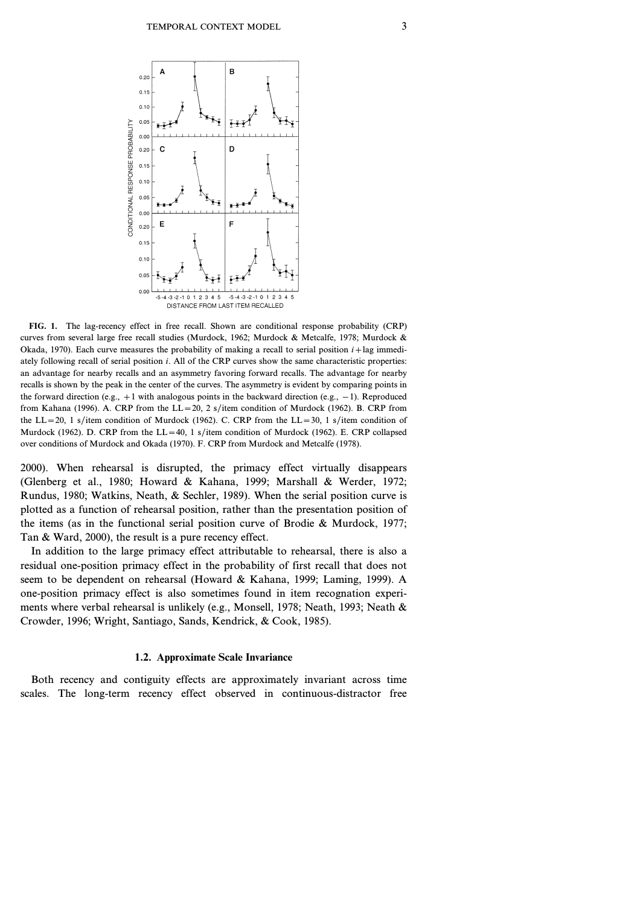CONDITIONAL RESPONSE PROBABILITY

A B C D E F

0.00 0.05 0.10 0.15 0.20

-5 -4 -3 -2 -1 0 1 2 3 4 5

DISTANCE FROM LAST ITEM RECALLED

**FIG. 1.** The lag-recency effect in free recall. Shown are conditional response probability (CRP) curves from several large free recall studies (Murdock, 1962; Murdock & Metcalfe, 1978; Murdock & Okada, 1970). Each curve measures the probability of making a recall to serial position $i+\text{lag}$ immediately following recall of serial position $i$. All of the CRP curves show the same characteristic properties: an advantage for nearby recalls and an asymmetry favoring forward recalls. The advantage for nearby recalls is shown by the peak in the center of the curves. The asymmetry is evident by comparing points in the forward direction (e.g., $+1$ with analogous points in the backward direction (e.g., $-1$). Reproduced from Kahana (1996). A. CRP from the LL = 20, 2 s/item condition of Murdock (1962). B. CRP from the LL = 20, 1 s/item condition of Murdock (1962). C. CRP from the LL = 30, 1 s/item condition of Murdock (1962). D. CRP from the LL = 40, 1 s/item condition of Murdock (1962). E. CRP collapsed over conditions of Murdock and Okada (1970). F. CRP from Murdock and Metcalfe (1978).

2000). When rehearsal is disrupted, the primacy effect virtually disappears (Glenberg et al., 1980; Howard & Kahana, 1999; Marshall & Werder, 1972; Rundus, 1980; Watkins, Neath, & Sechler, 1989). When the serial position curve is plotted as a function of rehearsal position, rather than the presentation position of the items (as in the functional serial position curve of Brodie & Murdock, 1977; Tan & Ward, 2000), the result is a pure recency effect.

In addition to the large primacy effect attributable to rehearsal, there is also a residual one-position primacy effect in the probability of first recall that does not seem to be dependent on rehearsal (Howard & Kahana, 1999; Laming, 1999). A one-position primacy effect is also sometimes found in item recognation experiments where verbal rehearsal is unlikely (e.g., Monsell, 1978; Neath, 1993; Neath & Crowder, 1996; Wright, Santiago, Sands, Kendrick, & Cook, 1985).

### 1.2. Approximate Scale Invariance

Both recency and contiguity effects are approximately invariant across time scales. The long-term recency effect observed in continuous-distractor free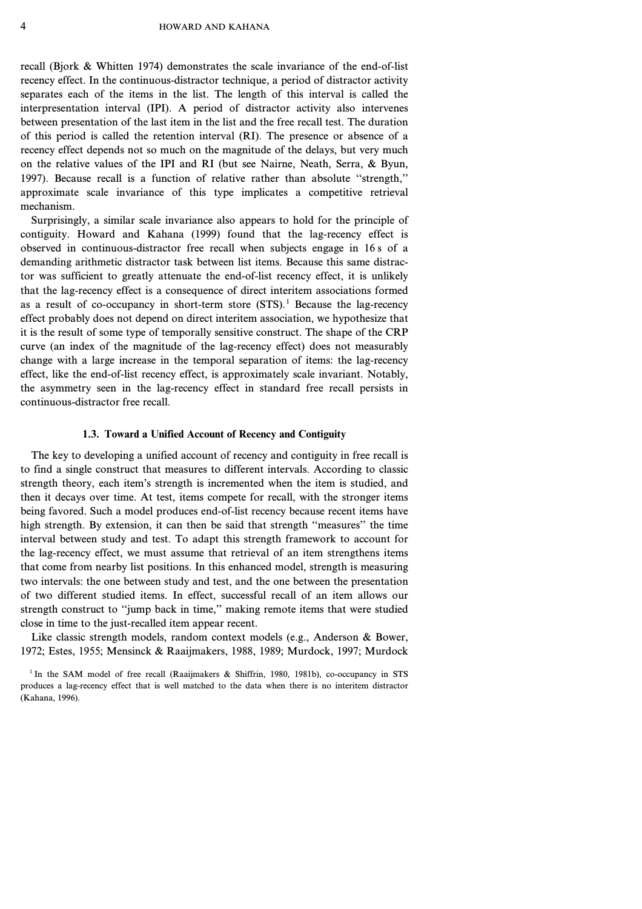recall (Bjork & Whitten 1974) demonstrates the scale invariance of the end-of-list recency effect. In the continuous-distractor technique, a period of distractor activity separates each of the items in the list. The length of this interval is called the interpresentation interval (IPI). A period of distractor activity also intervenes between presentation of the last item in the list and the free recall test. The duration of this period is called the retention interval (RI). The presence or absence of a recency effect depends not so much on the magnitude of the delays, but very much on the relative values of the IPI and RI (but see Nairne, Neath, Serra, & Byun, 1997). Because recall is a function of relative rather than absolute "strength," approximate scale invariance of this type implicates a competitive retrieval mechanism.

Surprisingly, a similar scale invariance also appears to hold for the principle of contiguity. Howard and Kahana (1999) found that the lag-recency effect is observed in continuous-distractor free recall when subjects engage in 16 s of a demanding arithmetic distractor task between list items. Because this same distractor was sufficient to greatly attenuate the end-of-list recency effect, it is unlikely that the lag-recency effect is a consequence of direct interitem associations formed as a result of co-occupancy in short-term store (STS).[1] Because the lag-recency effect probably does not depend on direct interitem association, we hypothesize that it is the result of some type of temporally sensitive construct. The shape of the CRP curve (an index of the magnitude of the lag-recency effect) does not measurably change with a large increase in the temporal separation of items: the lag-recency effect, like the end-of-list recency effect, is approximately scale invariant. Notably, the asymmetry seen in the lag-recency effect in standard free recall persists in continuous-distractor free recall.

### 1.3. Toward a Unified Account of Recency and Contiguity

The key to developing a unified account of recency and contiguity in free recall is to find a single construct that measures to different intervals. According to classic strength theory, each item's strength is incremented when the item is studied, and then it decays over time. At test, items compete for recall, with the stronger items being favored. Such a model produces end-of-list recency because recent items have high strength. By extension, it can then be said that strength "measures" the time interval between study and test. To adapt this strength framework to account for the lag-recency effect, we must assume that retrieval of an item strengthens items that come from nearby list positions. In this enhanced model, strength is measuring two intervals: the one between study and test, and the one between the presentation of two different studied items. In effect, successful recall of an item allows our strength construct to "jump back in time," making remote items that were studied close in time to the just-recalled item appear recent.

Like classic strength models, random context models (e.g., Anderson & Bower, 1972; Estes, 1955; Mensinck & Raaijmakers, 1988, 1989; Murdock, 1997; Murdock

[1] In the SAM model of free recall (Raaijmakers & Shiffrin, 1980, 1981b), co-occupancy in STS produces a lag-recency effect that is well matched to the data when there is no interitem distractor (Kahana, 1996).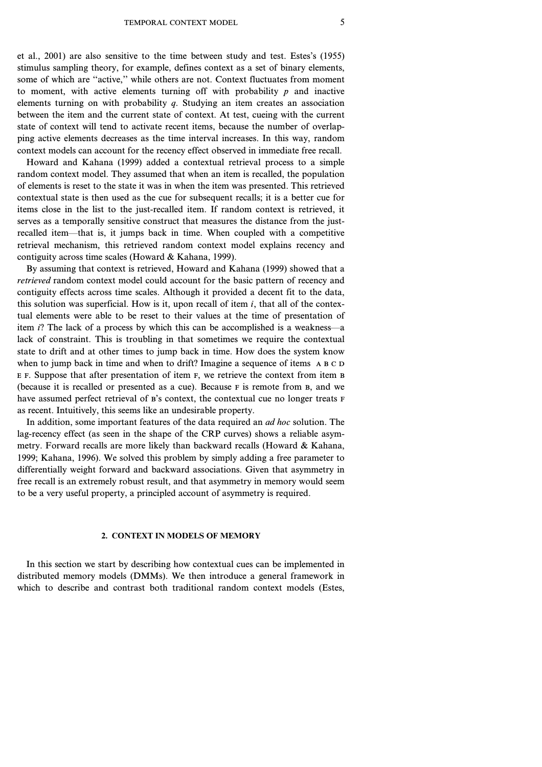et al., 2001) are also sensitive to the time between study and test. Estes's (1955) stimulus sampling theory, for example, defines context as a set of binary elements, some of which are "active," while others are not. Context fluctuates from moment to moment, with active elements turning off with probability $p$ and inactive elements turning on with probability $q$. Studying an item creates an association between the item and the current state of context. At test, cueing with the current state of context will tend to activate recent items, because the number of overlapping active elements decreases as the time interval increases. In this way, random context models can account for the recency effect observed in immediate free recall.

Howard and Kahana (1999) added a contextual retrieval process to a simple random context model. They assumed that when an item is recalled, the population of elements is reset to the state it was in when the item was presented. This retrieved contextual state is then used as the cue for subsequent recalls; it is a better cue for items close in the list to the just-recalled item. If random context is retrieved, it serves as a temporally sensitive construct that measures the distance from the just-recalled item—that is, it jumps back in time. When coupled with a competitive retrieval mechanism, this retrieved random context model explains recency and contiguity across time scales (Howard & Kahana, 1999).

By assuming that context is retrieved, Howard and Kahana (1999) showed that a *retrieved* random context model could account for the basic pattern of recency and contiguity effects across time scales. Although it provided a decent fit to the data, this solution was superficial. How is it, upon recall of item $i$, that all of the contextual elements were able to be reset to their values at the time of presentation of item $i$? The lack of a process by which this can be accomplished is a weakness—a lack of constraint. This is troubling in that sometimes we require the contextual state to drift and at other times to jump back in time. How does the system know when to jump back in time and when to drift? Imagine a sequence of items A B C D E F. Suppose that after presentation of item F, we retrieve the context from item B (because it is recalled or presented as a cue). Because F is remote from B, and we have assumed perfect retrieval of B's context, the contextual cue no longer treats F as recent. Intuitively, this seems like an undesirable property.

In addition, some important features of the data required an *ad hoc* solution. The lag-recency effect (as seen in the shape of the CRP curves) shows a reliable asymmetry. Forward recalls are more likely than backward recalls (Howard & Kahana, 1999; Kahana, 1996). We solved this problem by simply adding a free parameter to differentially weight forward and backward associations. Given that asymmetry in free recall is an extremely robust result, and that asymmetry in memory would seem to be a very useful property, a principled account of asymmetry is required.

## 2. CONTEXT IN MODELS OF MEMORY

In this section we start by describing how contextual cues can be implemented in distributed memory models (DMMs). We then introduce a general framework in which to describe and contrast both traditional random context models (Estes,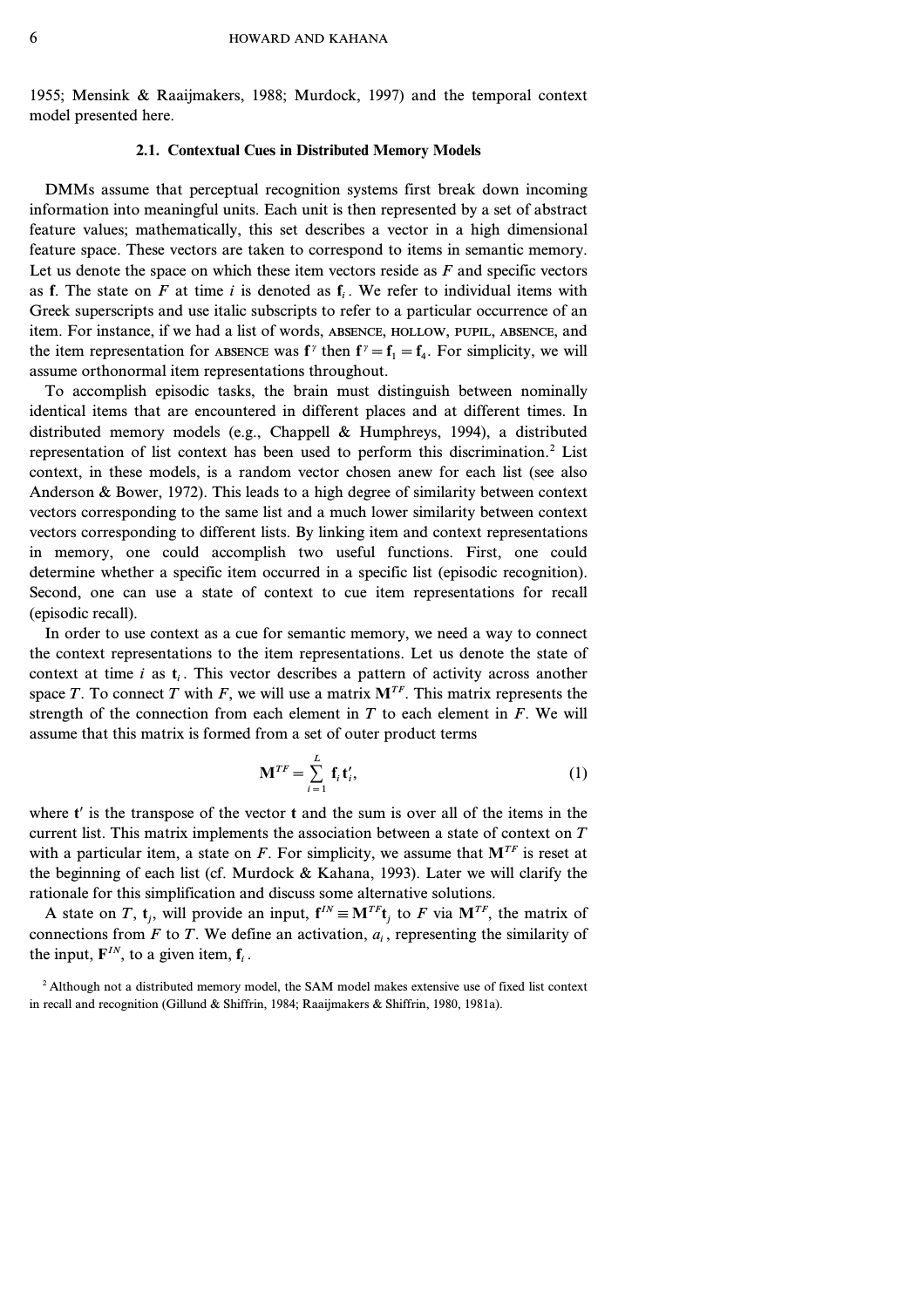1955; Mensink & Raaijmakers, 1988; Murdock, 1997) and the temporal context model presented here.

### 2.1. Contextual Cues in Distributed Memory Models

DMMs assume that perceptual recognition systems first break down incoming information into meaningful units. Each unit is then represented by a set of abstract feature values; mathematically, this set describes a vector in a high dimensional feature space. These vectors are taken to correspond to items in semantic memory. Let us denote the space on which these item vectors reside as $F$ and specific vectors as $\mathbf{f}$. The state on $F$ at time $i$ is denoted as $\mathbf{f}_i$. We refer to individual items with Greek superscripts and use italic subscripts to refer to a particular occurrence of an item. For instance, if we had a list of words, ABSENCE, HOLLOW, PUPIL, ABSENCE, and the item representation for ABSENCE was $\mathbf{f}^{\gamma}$ then $\mathbf{f}^{\gamma} = \mathbf{f}_1 = \mathbf{f}_4$. For simplicity, we will assume orthonormal item representations throughout.

To accomplish episodic tasks, the brain must distinguish between nominally identical items that are encountered in different places and at different times. In distributed memory models (e.g., Chappell & Humphreys, 1994), a distributed representation of list context has been used to perform this discrimination.[2] List context, in these models, is a random vector chosen anew for each list (see also Anderson & Bower, 1972). This leads to a high degree of similarity between context vectors corresponding to the same list and a much lower similarity between context vectors corresponding to different lists. By linking item and context representations in memory, one could accomplish two useful functions. First, one could determine whether a specific item occurred in a specific list (episodic recognition). Second, one can use a state of context to cue item representations for recall (episodic recall).

In order to use context as a cue for semantic memory, we need a way to connect the context representations to the item representations. Let us denote the state of context at time $i$ as $\mathbf{t}_i$. This vector describes a pattern of activity across another space $T$. To connect $T$ with $F$, we will use a matrix $\mathbf{M}^{TF}$. This matrix represents the strength of the connection from each element in $T$ to each element in $F$. We will assume that this matrix is formed from a set of outer product terms

$$\mathbf{M}^{TF} = \sum_{i=1}^{L} \mathbf{f}_i \mathbf{t}'_i, \tag{1}$$

where $\mathbf{t}'$ is the transpose of the vector $\mathbf{t}$ and the sum is over all of the items in the current list. This matrix implements the association between a state of context on $T$ with a particular item, a state on $F$. For simplicity, we assume that $\mathbf{M}^{TF}$ is reset at the beginning of each list (cf. Murdock & Kahana, 1993). Later we will clarify the rationale for this simplification and discuss some alternative solutions.

A state on $T$, $\mathbf{t}_j$, will provide an input, $\mathbf{f}^{IN} \equiv \mathbf{M}^{TF}\mathbf{t}_j$ to $F$ via $\mathbf{M}^{TF}$, the matrix of connections from $F$ to $T$. We define an activation, $a_i$, representing the similarity of the input, $\mathbf{F}^{IN}$, to a given item, $\mathbf{f}_i$.

[2] Although not a distributed memory model, the SAM model makes extensive use of fixed list context in recall and recognition (Gillund & Shiffrin, 1984; Raaijmakers & Shiffrin, 1980, 1981a).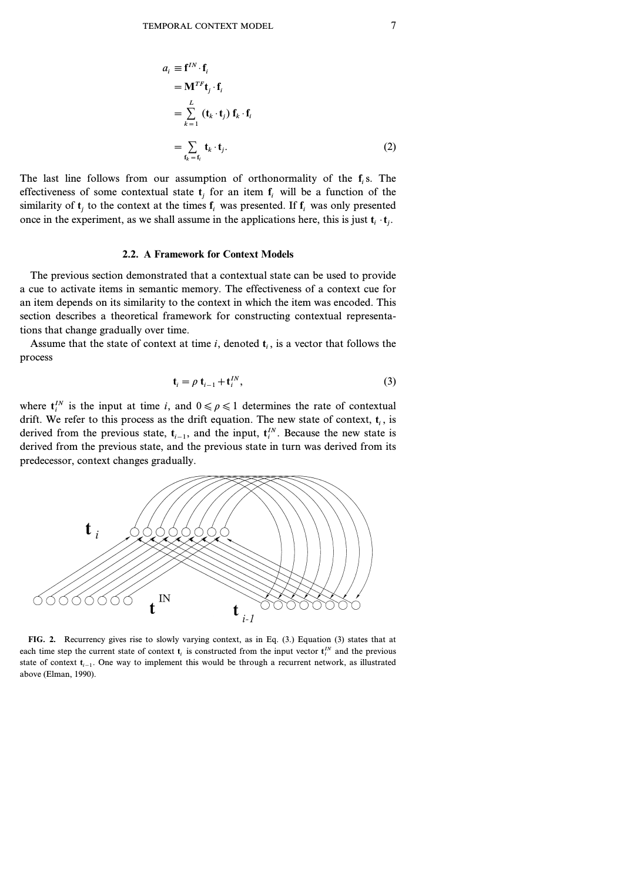$$
\begin{aligned}
a_i &\equiv \mathbf{f}^{IN} \cdot \mathbf{f}_i \\
&= \mathbf{M}^{TF}\mathbf{t}_j \cdot \mathbf{f}_i \\
&= \sum_{k=1}^{L} (\mathbf{t}_k \cdot \mathbf{t}_j)\, \mathbf{f}_k \cdot \mathbf{f}_i \\
&= \sum_{\mathbf{f}_k = \mathbf{f}_i} \mathbf{t}_k \cdot \mathbf{t}_j.
\end{aligned}
\tag{2}
$$

The last line follows from our assumption of orthonormality of the $\mathbf{f}_i$s. The effectiveness of some contextual state $\mathbf{t}_j$ for an item $\mathbf{f}_i$ will be a function of the similarity of $\mathbf{t}_j$ to the context at the times $\mathbf{f}_i$ was presented. If $\mathbf{f}_i$ was only presented once in the experiment, as we shall assume in the applications here, this is just $\mathbf{t}_i \cdot \mathbf{t}_j$.

## 2.2. A Framework for Context Models

The previous section demonstrated that a contextual state can be used to provide a cue to activate items in semantic memory. The effectiveness of a context cue for an item depends on its similarity to the context in which the item was encoded. This section describes a theoretical framework for constructing contextual representations that change gradually over time.

Assume that the state of context at time $i$, denoted $\mathbf{t}_i$, is a vector that follows the process

$$
\mathbf{t}_i = \rho\, \mathbf{t}_{i-1} + \mathbf{t}_i^{IN}, \tag{3}
$$

where $\mathbf{t}_i^{IN}$ is the input at time $i$, and $0 \leqslant \rho \leqslant 1$ determines the rate of contextual drift. We refer to this process as the drift equation. The new state of context, $\mathbf{t}_i$, is derived from the previous state, $\mathbf{t}_{i-1}$, and the input, $\mathbf{t}_i^{IN}$. Because the new state is derived from the previous state, and the previous state in turn was derived from its predecessor, context changes gradually.

$\mathbf{t}_i$

$\mathbf{t}^{\text{IN}}$

$\mathbf{t}_{i-1}$

**FIG. 2.** Recurrency gives rise to slowly varying context, as in Eq. (3.) Equation (3) states that at each time step the current state of context $\mathbf{t}_i$ is constructed from the input vector $\mathbf{t}_i^{IN}$ and the previous state of context $\mathbf{t}_{i-1}$. One way to implement this would be through a recurrent network, as illustrated above (Elman, 1990).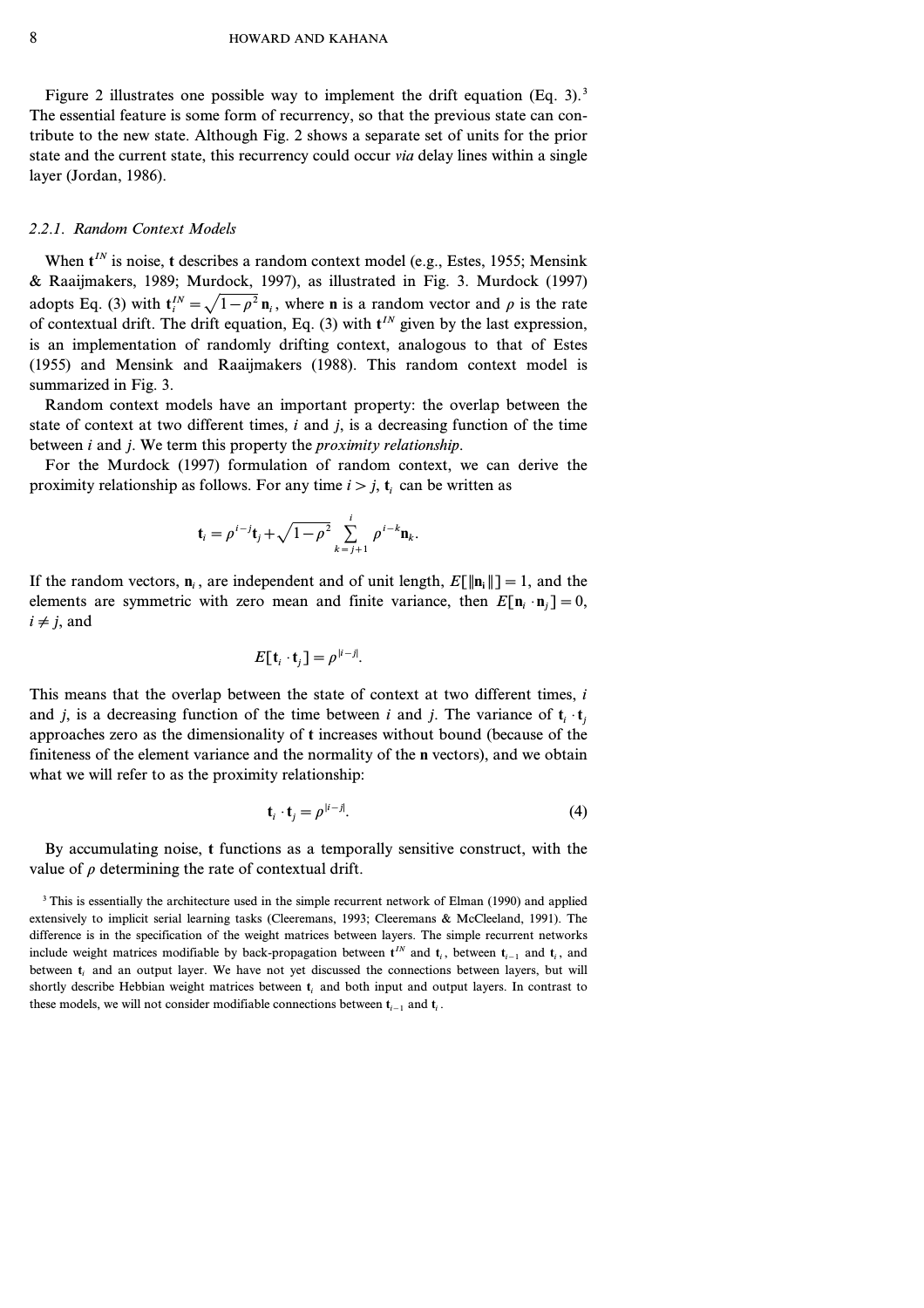Figure 2 illustrates one possible way to implement the drift equation (Eq. 3).[3] The essential feature is some form of recurrency, so that the previous state can contribute to the new state. Although Fig. 2 shows a separate set of units for the prior state and the current state, this recurrency could occur *via* delay lines within a single layer (Jordan, 1986).

### 2.2.1. *Random Context Models*

When $\mathbf{t}^{IN}$ is noise, $\mathbf{t}$ describes a random context model (e.g., Estes, 1955; Mensink & Raaijmakers, 1989; Murdock, 1997), as illustrated in Fig. 3. Murdock (1997) adopts Eq. (3) with $\mathbf{t}_i^{IN} = \sqrt{1-\rho^2}\,\mathbf{n}_i$, where $\mathbf{n}$ is a random vector and $\rho$ is the rate of contextual drift. The drift equation, Eq. (3) with $\mathbf{t}^{IN}$ given by the last expression, is an implementation of randomly drifting context, analogous to that of Estes (1955) and Mensink and Raaijmakers (1988). This random context model is summarized in Fig. 3.

Random context models have an important property: the overlap between the state of context at two different times, $i$ and $j$, is a decreasing function of the time between $i$ and $j$. We term this property the *proximity relationship*.

For the Murdock (1997) formulation of random context, we can derive the proximity relationship as follows. For any time $i > j$, $\mathbf{t}_i$ can be written as

$$\mathbf{t}_i = \rho^{i-j}\mathbf{t}_j + \sqrt{1-\rho^2} \sum_{k=j+1}^{i} \rho^{i-k}\mathbf{n}_k.$$

If the random vectors, $\mathbf{n}_i$, are independent and of unit length, $E[\|\mathbf{n_i}\|] = 1$, and the elements are symmetric with zero mean and finite variance, then $E[\mathbf{n}_i \cdot \mathbf{n}_j] = 0$, $i \neq j$, and

$$E[\mathbf{t}_i \cdot \mathbf{t}_j] = \rho^{|i-j|}.$$

This means that the overlap between the state of context at two different times, $i$ and $j$, is a decreasing function of the time between $i$ and $j$. The variance of $\mathbf{t}_i \cdot \mathbf{t}_j$ approaches zero as the dimensionality of $\mathbf{t}$ increases without bound (because of the finiteness of the element variance and the normality of the $\mathbf{n}$ vectors), and we obtain what we will refer to as the proximity relationship:

$$\mathbf{t}_i \cdot \mathbf{t}_j = \rho^{|i-j|}. \tag{4}$$

By accumulating noise, $\mathbf{t}$ functions as a temporally sensitive construct, with the value of $\rho$ determining the rate of contextual drift.

[3] This is essentially the architecture used in the simple recurrent network of Elman (1990) and applied extensively to implicit serial learning tasks (Cleeremans, 1993; Cleeremans & McCleeland, 1991). The difference is in the specification of the weight matrices between layers. The simple recurrent networks include weight matrices modifiable by back-propagation between $\mathbf{t}^{IN}$ and $\mathbf{t}_i$, between $\mathbf{t}_{i-1}$ and $\mathbf{t}_i$, and between $\mathbf{t}_i$ and an output layer. We have not yet discussed the connections between layers, but will shortly describe Hebbian weight matrices between $\mathbf{t}_i$ and both input and output layers. In contrast to these models, we will not consider modifiable connections between $\mathbf{t}_{i-1}$ and $\mathbf{t}_i$.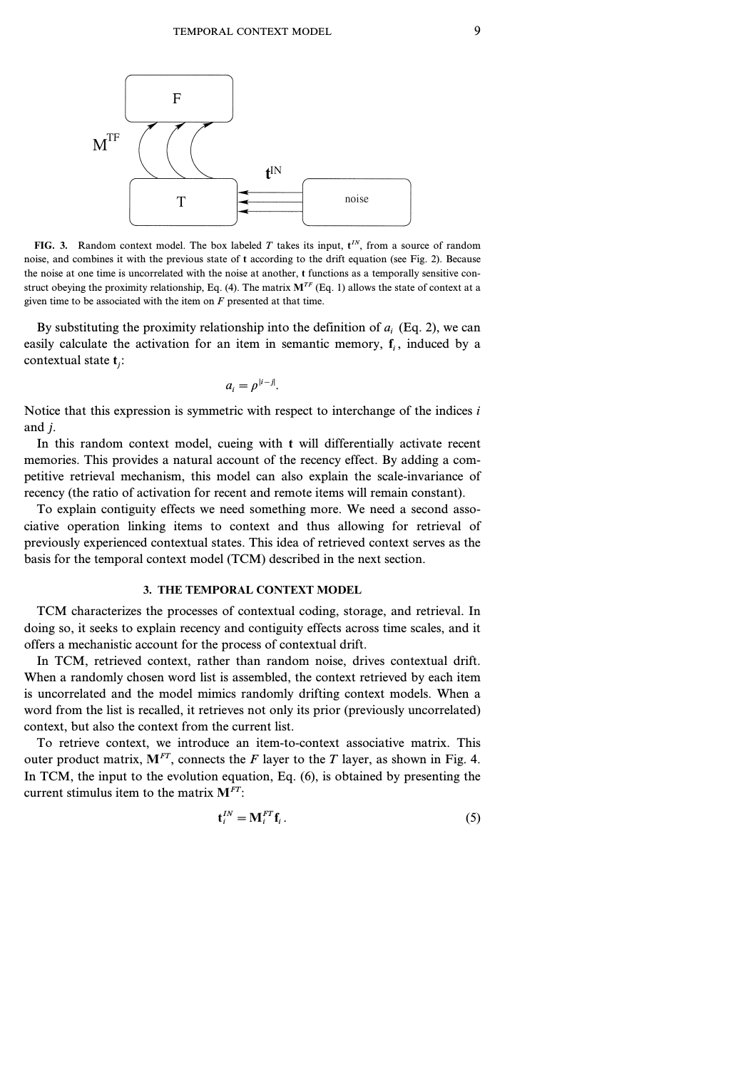F

$M^{TF}$

$t^{IN}$

T

noise

**FIG. 3.** Random context model. The box labeled $T$ takes its input, $\mathbf{t}^{IN}$, from a source of random noise, and combines it with the previous state of $\mathbf{t}$ according to the drift equation (see Fig. 2). Because the noise at one time is uncorrelated with the noise at another, $\mathbf{t}$ functions as a temporally sensitive construct obeying the proximity relationship, Eq. (4). The matrix $\mathbf{M}^{TF}$ (Eq. 1) allows the state of context at a given time to be associated with the item on $F$ presented at that time.

By substituting the proximity relationship into the definition of $a_i$ (Eq. 2), we can easily calculate the activation for an item in semantic memory, $\mathbf{f}_i$, induced by a contextual state $\mathbf{t}_j$:

$$a_i = \rho^{|i-j|}.$$

Notice that this expression is symmetric with respect to interchange of the indices $i$ and $j$.

In this random context model, cueing with $\mathbf{t}$ will differentially activate recent memories. This provides a natural account of the recency effect. By adding a competitive retrieval mechanism, this model can also explain the scale-invariance of recency (the ratio of activation for recent and remote items will remain constant).

To explain contiguity effects we need something more. We need a second associative operation linking items to context and thus allowing for retrieval of previously experienced contextual states. This idea of retrieved context serves as the basis for the temporal context model (TCM) described in the next section.

## 3. THE TEMPORAL CONTEXT MODEL

TCM characterizes the processes of contextual coding, storage, and retrieval. In doing so, it seeks to explain recency and contiguity effects across time scales, and it offers a mechanistic account for the process of contextual drift.

In TCM, retrieved context, rather than random noise, drives contextual drift. When a randomly chosen word list is assembled, the context retrieved by each item is uncorrelated and the model mimics randomly drifting context models. When a word from the list is recalled, it retrieves not only its prior (previously uncorrelated) context, but also the context from the current list.

To retrieve context, we introduce an item-to-context associative matrix. This outer product matrix, $\mathbf{M}^{FT}$, connects the $F$ layer to the $T$ layer, as shown in Fig. 4. In TCM, the input to the evolution equation, Eq. (6), is obtained by presenting the current stimulus item to the matrix $\mathbf{M}^{FT}$:

$$\mathbf{t}_i^{IN} = \mathbf{M}_i^{FT}\mathbf{f}_i. \tag{5}$$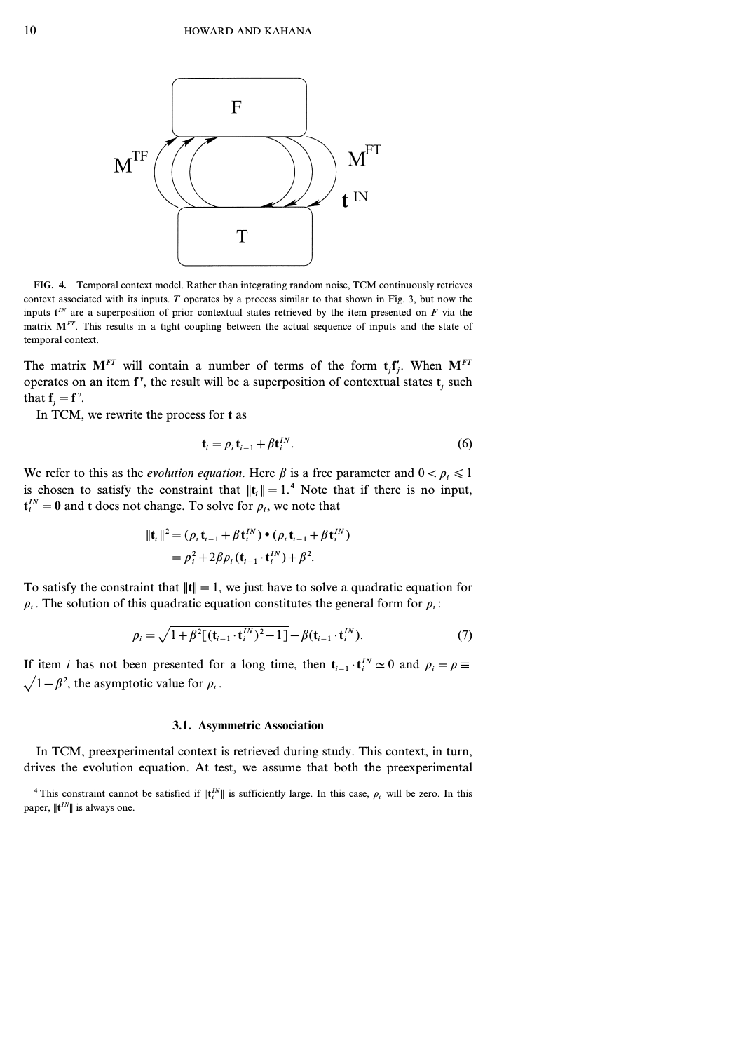F

M^TF

M^FT

t IN

T

**FIG. 4.** Temporal context model. Rather than integrating random noise, TCM continuously retrieves context associated with its inputs. $T$ operates by a process similar to that shown in Fig. 3, but now the inputs $\mathbf{t}^{IN}$ are a superposition of prior contextual states retrieved by the item presented on $F$ via the matrix $\mathbf{M}^{FT}$. This results in a tight coupling between the actual sequence of inputs and the state of temporal context.

The matrix $\mathbf{M}^{FT}$ will contain a number of terms of the form $\mathbf{t}_j \mathbf{f}_j'$. When $\mathbf{M}^{FT}$ operates on an item $\mathbf{f}^v$, the result will be a superposition of contextual states $\mathbf{t}_j$ such that $\mathbf{f}_j = \mathbf{f}^v$.

In TCM, we rewrite the process for $\mathbf{t}$ as

$$\mathbf{t}_i = \rho_i \mathbf{t}_{i-1} + \beta \mathbf{t}_i^{IN}. \tag{6}$$

We refer to this as the *evolution equation*. Here $\beta$ is a free parameter and $0 < \rho_i \leqslant 1$ is chosen to satisfy the constraint that $\|\mathbf{t}_i\| = 1$.[4] Note that if there is no input, $\mathbf{t}_i^{IN} = \mathbf{0}$ and $\mathbf{t}$ does not change. To solve for $\rho_i$, we note that

$$\begin{aligned}
\|\mathbf{t}_i\|^2 &= (\rho_i \mathbf{t}_{i-1} + \beta \mathbf{t}_i^{IN}) \bullet (\rho_i \mathbf{t}_{i-1} + \beta \mathbf{t}_i^{IN}) \\
&= \rho_i^2 + 2\beta\rho_i (\mathbf{t}_{i-1} \cdot \mathbf{t}_i^{IN}) + \beta^2.
\end{aligned}$$

To satisfy the constraint that $\|\mathbf{t}\| = 1$, we just have to solve a quadratic equation for $\rho_i$. The solution of this quadratic equation constitutes the general form for $\rho_i$:

$$\rho_i = \sqrt{1 + \beta^2 [(\mathbf{t}_{i-1} \cdot \mathbf{t}_i^{IN})^2 - 1]} - \beta(\mathbf{t}_{i-1} \cdot \mathbf{t}_i^{IN}). \tag{7}$$

If item $i$ has not been presented for a long time, then $\mathbf{t}_{i-1} \cdot \mathbf{t}_i^{IN} \simeq 0$ and $\rho_i = \rho \equiv \sqrt{1 - \beta^2}$, the asymptotic value for $\rho_i$.

### 3.1. Asymmetric Association

In TCM, preexperimental context is retrieved during study. This context, in turn, drives the evolution equation. At test, we assume that both the preexperimental

[4] This constraint cannot be satisfied if $\|\mathbf{t}_i^{IN}\|$ is sufficiently large. In this case, $\rho_i$ will be zero. In this paper, $\|\mathbf{t}^{IN}\|$ is always one.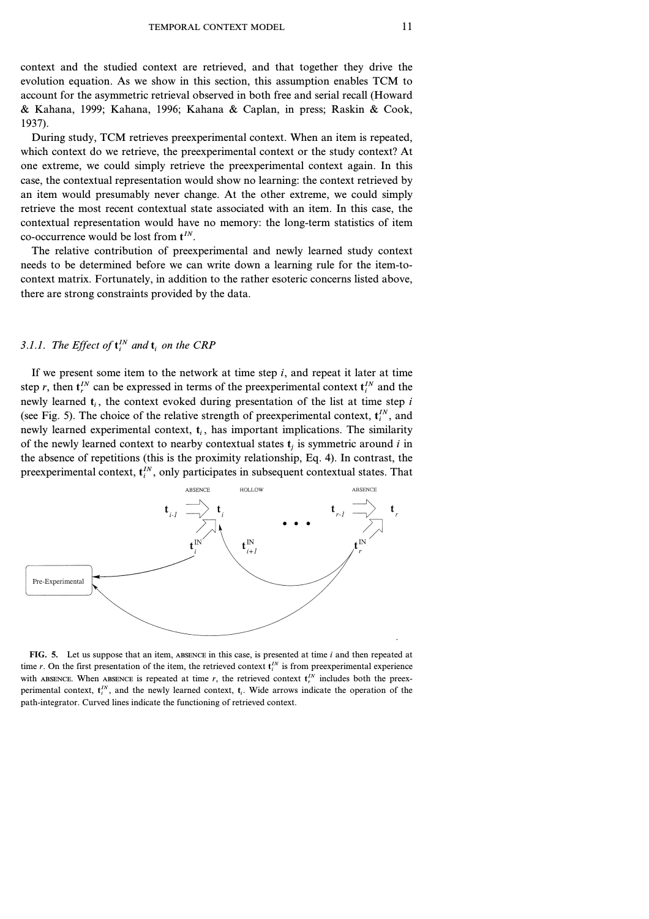context and the studied context are retrieved, and that together they drive the evolution equation. As we show in this section, this assumption enables TCM to account for the asymmetric retrieval observed in both free and serial recall (Howard & Kahana, 1999; Kahana, 1996; Kahana & Caplan, in press; Raskin & Cook, 1937).

During study, TCM retrieves preexperimental context. When an item is repeated, which context do we retrieve, the preexperimental context or the study context? At one extreme, we could simply retrieve the preexperimental context again. In this case, the contextual representation would show no learning: the context retrieved by an item would presumably never change. At the other extreme, we could simply retrieve the most recent contextual state associated with an item. In this case, the contextual representation would have no memory: the long-term statistics of item co-occurrence would be lost from $\mathbf{t}^{IN}$.

The relative contribution of preexperimental and newly learned study context needs to be determined before we can write down a learning rule for the item-to-context matrix. Fortunately, in addition to the rather esoteric concerns listed above, there are strong constraints provided by the data.

### 3.1.1. The Effect of $\mathbf{t}_i^{IN}$ and $\mathbf{t}_i$ on the CRP

If we present some item to the network at time step $i$, and repeat it later at time step $r$, then $\mathbf{t}_r^{IN}$ can be expressed in terms of the preexperimental context $\mathbf{t}_i^{IN}$ and the newly learned $\mathbf{t}_i$, the context evoked during presentation of the list at time step $i$ (see Fig. 5). The choice of the relative strength of preexperimental context, $\mathbf{t}_i^{IN}$, and newly learned experimental context, $\mathbf{t}_i$, has important implications. The similarity of the newly learned context to nearby contextual states $\mathbf{t}_j$ is symmetric around $i$ in the absence of repetitions (this is the proximity relationship, Eq. 4). In contrast, the preexperimental context, $\mathbf{t}_i^{IN}$, only participates in subsequent contextual states. That

ABSENCE
HOLLOW
ABSENCE
$\mathbf{t}_{i-1}$
$\mathbf{t}_i$
$\mathbf{t}_{r-1}$
$\mathbf{t}_r$
$\mathbf{t}_i^{IN}$
$\mathbf{t}_{i+1}^{IN}$
$\mathbf{t}_r^{IN}$
Pre-Experimental

**FIG. 5.** Let us suppose that an item, ABSENCE in this case, is presented at time $i$ and then repeated at time $r$. On the first presentation of the item, the retrieved context $\mathbf{t}_i^{IN}$ is from preexperimental experience with ABSENCE. When ABSENCE is repeated at time $r$, the retrieved context $\mathbf{t}_r^{IN}$ includes both the preexperimental context, $\mathbf{t}_i^{IN}$, and the newly learned context, $\mathbf{t}_i$. Wide arrows indicate the operation of the path-integrator. Curved lines indicate the functioning of retrieved context.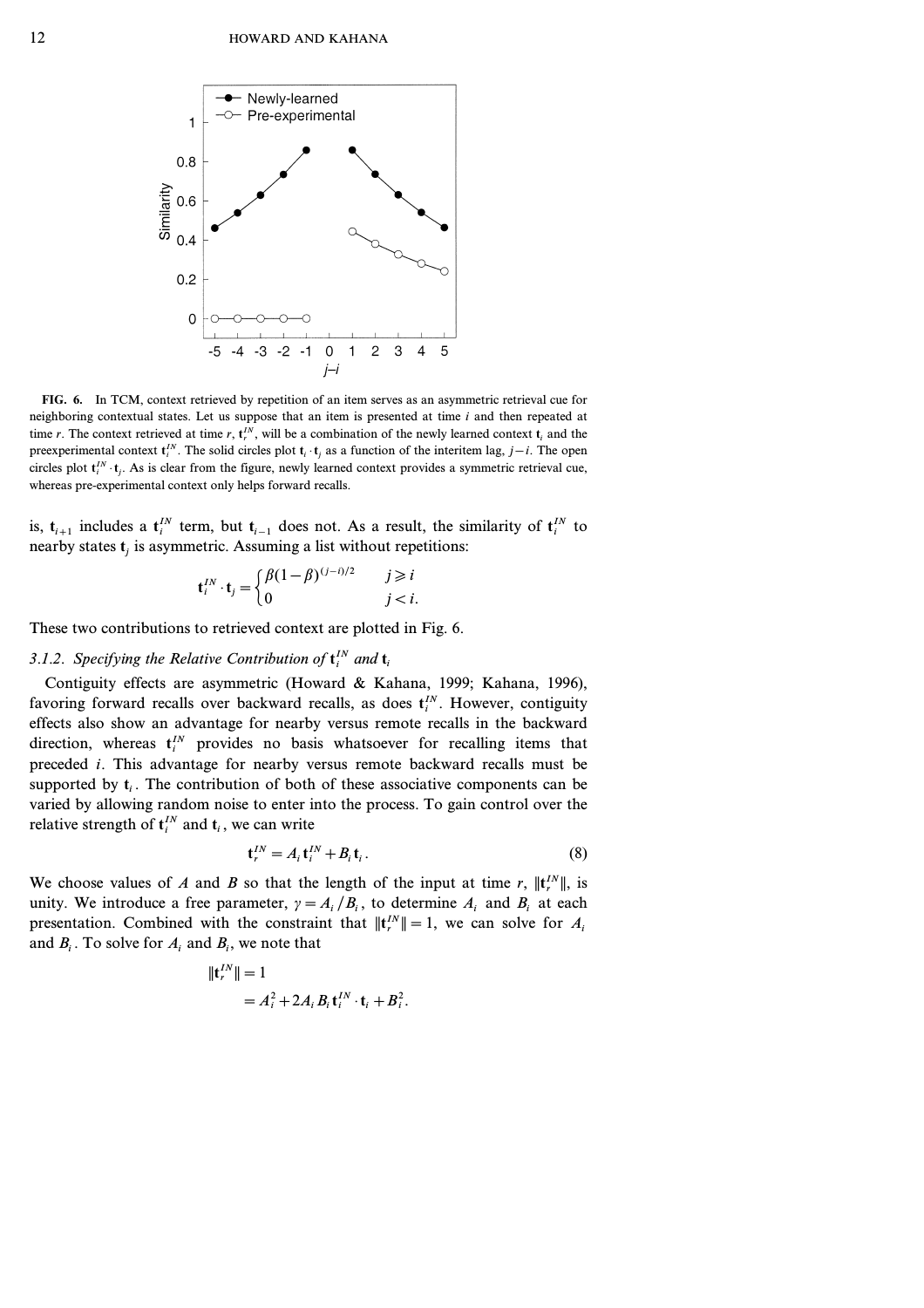Newly-learned
Pre-experimental

Similarity

1
0.8
0.6
0.4
0.2
0

-5 -4 -3 -2 -1 0 1 2 3 4 5

j−i

**FIG. 6.** In TCM, context retrieved by repetition of an item serves as an asymmetric retrieval cue for neighboring contextual states. Let us suppose that an item is presented at time $i$ and then repeated at time $r$. The context retrieved at time $r$, $\mathbf{t}_r^{IN}$, will be a combination of the newly learned context $\mathbf{t}_i$ and the preexperimental context $\mathbf{t}_i^{IN}$. The solid circles plot $\mathbf{t}_i \cdot \mathbf{t}_j$ as a function of the interitem lag, $j-i$. The open circles plot $\mathbf{t}_i^{IN} \cdot \mathbf{t}_j$. As is clear from the figure, newly learned context provides a symmetric retrieval cue, whereas pre-experimental context only helps forward recalls.

is, $\mathbf{t}_{i+1}$ includes a $\mathbf{t}_i^{IN}$ term, but $\mathbf{t}_{i-1}$ does not. As a result, the similarity of $\mathbf{t}_i^{IN}$ to nearby states $\mathbf{t}_j$ is asymmetric. Assuming a list without repetitions:

$$\mathbf{t}_i^{IN} \cdot \mathbf{t}_j = \begin{cases} \beta(1-\beta)^{(j-i)/2} & j \geqslant i \\ 0 & j < i. \end{cases}$$

These two contributions to retrieved context are plotted in Fig. 6.

### 3.1.2. Specifying the Relative Contribution of $\mathbf{t}_i^{IN}$ and $\mathbf{t}_i$

Contiguity effects are asymmetric (Howard & Kahana, 1999; Kahana, 1996), favoring forward recalls over backward recalls, as does $\mathbf{t}_i^{IN}$. However, contiguity effects also show an advantage for nearby versus remote recalls in the backward direction, whereas $\mathbf{t}_i^{IN}$ provides no basis whatsoever for recalling items that preceded $i$. This advantage for nearby versus remote backward recalls must be supported by $\mathbf{t}_i$. The contribution of both of these associative components can be varied by allowing random noise to enter into the process. To gain control over the relative strength of $\mathbf{t}_i^{IN}$ and $\mathbf{t}_i$, we can write

$$\mathbf{t}_r^{IN} = A_i \mathbf{t}_i^{IN} + B_i \mathbf{t}_i. \tag{8}$$

We choose values of $A$ and $B$ so that the length of the input at time $r$, $\|\mathbf{t}_r^{IN}\|$, is unity. We introduce a free parameter, $\gamma = A_i / B_i$, to determine $A_i$ and $B_i$ at each presentation. Combined with the constraint that $\|\mathbf{t}_r^{IN}\| = 1$, we can solve for $A_i$ and $B_i$. To solve for $A_i$ and $B_i$, we note that

$$\begin{aligned} \|\mathbf{t}_r^{IN}\| &= 1 \\ &= A_i^2 + 2A_i B_i \mathbf{t}_i^{IN} \cdot \mathbf{t}_i + B_i^2. \end{aligned}$$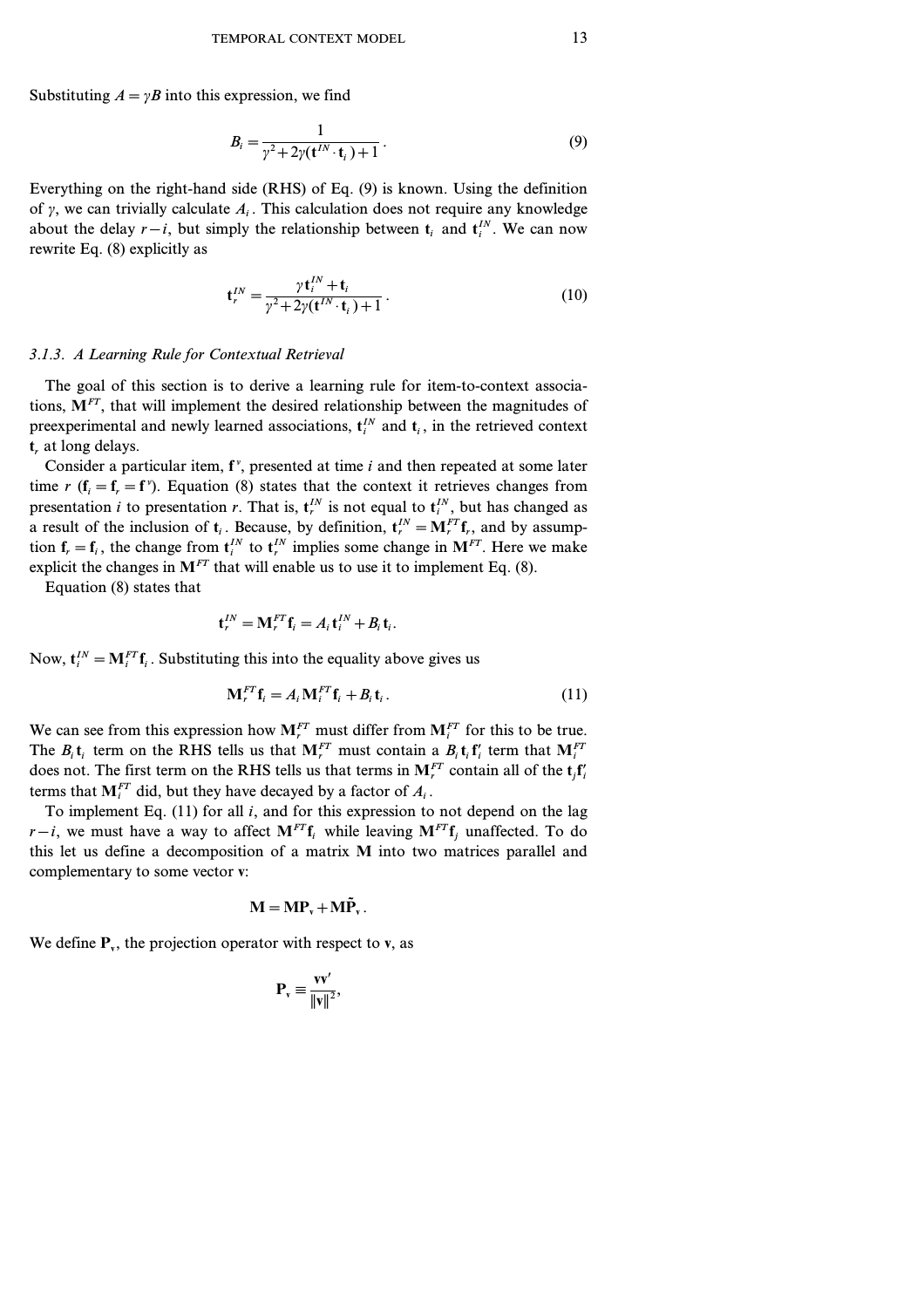Substituting $A = \gamma B$ into this expression, we find

$$B_i = \frac{1}{\gamma^2 + 2\gamma(\mathbf{t}_i^{IN} \cdot \mathbf{t}_i) + 1}. \tag{9}$$

Everything on the right-hand side (RHS) of Eq. (9) is known. Using the definition of $\gamma$, we can trivially calculate $A_i$. This calculation does not require any knowledge about the delay $r - i$, but simply the relationship between $\mathbf{t}_i$ and $\mathbf{t}_i^{IN}$. We can now rewrite Eq. (8) explicitly as

$$\mathbf{t}_r^{IN} = \frac{\gamma \mathbf{t}_i^{IN} + \mathbf{t}_i}{\gamma^2 + 2\gamma(\mathbf{t}^{IN} \cdot \mathbf{t}_i) + 1}. \tag{10}$$

### 3.1.3. A Learning Rule for Contextual Retrieval

The goal of this section is to derive a learning rule for item-to-context associations, $\mathbf{M}^{FT}$, that will implement the desired relationship between the magnitudes of preexperimental and newly learned associations, $\mathbf{t}_i^{IN}$ and $\mathbf{t}_i$, in the retrieved context $\mathbf{t}_r$ at long delays.

Consider a particular item, $\mathbf{f}^{\nu}$, presented at time $i$ and then repeated at some later time $r$ ($\mathbf{f}_i = \mathbf{f}_r = \mathbf{f}^{\nu}$). Equation (8) states that the context it retrieves changes from presentation $i$ to presentation $r$. That is, $\mathbf{t}_r^{IN}$ is not equal to $\mathbf{t}_i^{IN}$, but has changed as a result of the inclusion of $\mathbf{t}_i$. Because, by definition, $\mathbf{t}_r^{IN} = \mathbf{M}_r^{FT}\mathbf{f}_r$, and by assumption $\mathbf{f}_r = \mathbf{f}_i$, the change from $\mathbf{t}_i^{IN}$ to $\mathbf{t}_r^{IN}$ implies some change in $\mathbf{M}^{FT}$. Here we make explicit the changes in $\mathbf{M}^{FT}$ that will enable us to use it to implement Eq. (8).

Equation (8) states that

$$\mathbf{t}_r^{IN} = \mathbf{M}_r^{FT}\mathbf{f}_i = A_i \mathbf{t}_i^{IN} + B_i \mathbf{t}_i.$$

Now, $\mathbf{t}_i^{IN} = \mathbf{M}_i^{FT}\mathbf{f}_i$. Substituting this into the equality above gives us

$$\mathbf{M}_r^{FT}\mathbf{f}_i = A_i \mathbf{M}_i^{FT}\mathbf{f}_i + B_i \mathbf{t}_i. \tag{11}$$

We can see from this expression how $\mathbf{M}_r^{FT}$ must differ from $\mathbf{M}_i^{FT}$ for this to be true. The $B_i \mathbf{t}_i$ term on the RHS tells us that $\mathbf{M}_r^{FT}$ must contain a $B_i \mathbf{t}_i \mathbf{f}_i'$ term that $\mathbf{M}_i^{FT}$ does not. The first term on the RHS tells us that terms in $\mathbf{M}_r^{FT}$ contain all of the $\mathbf{t}_j \mathbf{f}_j'$ terms that $\mathbf{M}_i^{FT}$ did, but they have decayed by a factor of $A_i$.

To implement Eq. (11) for all $i$, and for this expression to not depend on the lag $r - i$, we must have a way to affect $\mathbf{M}^{FT}\mathbf{f}_i$ while leaving $\mathbf{M}^{FT}\mathbf{f}_j$ unaffected. To do this let us define a decomposition of a matrix $\mathbf{M}$ into two matrices parallel and complementary to some vector $\mathbf{v}$:

$$\mathbf{M} = \mathbf{M}\mathbf{P}_{\mathbf{v}} + \mathbf{M}\tilde{\mathbf{P}}_{\mathbf{v}}.$$

We define $\mathbf{P}_{\mathbf{v}}$, the projection operator with respect to $\mathbf{v}$, as

$$\mathbf{P}_{\mathbf{v}} \equiv \frac{\mathbf{v}\mathbf{v}'}{\|\mathbf{v}\|^2},$$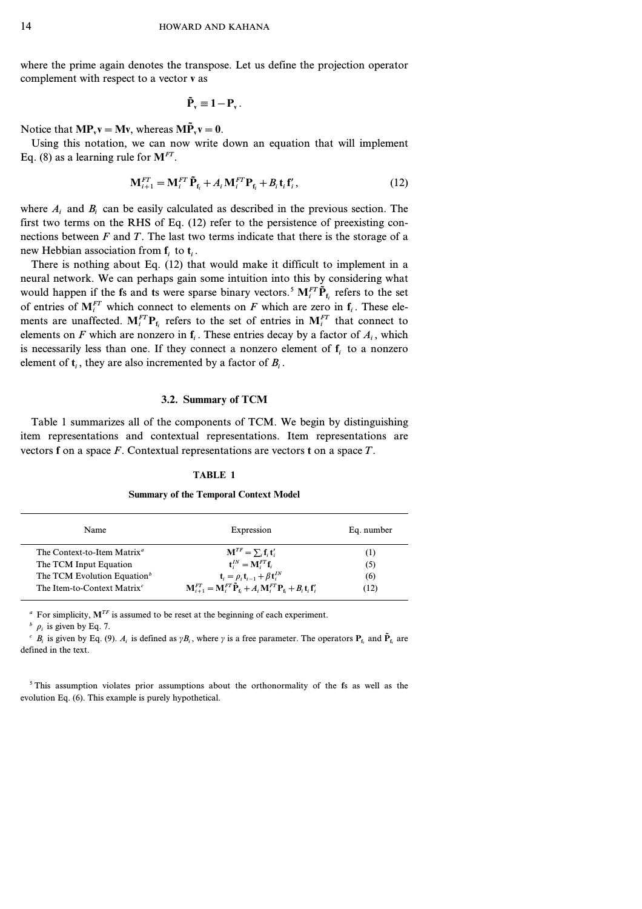where the prime again denotes the transpose. Let us define the projection operator complement with respect to a vector $\mathbf{v}$ as

$$\tilde{\mathbf{P}}_{\mathbf{v}} \equiv \mathbf{1} - \mathbf{P}_{\mathbf{v}}.$$

Notice that $\mathbf{M}\mathbf{P}_{\mathbf{v}}\mathbf{v} = \mathbf{M}\mathbf{v}$, whereas $\mathbf{M}\tilde{\mathbf{P}}_{\mathbf{v}}\mathbf{v} = \mathbf{0}$.

Using this notation, we can now write down an equation that will implement Eq. (8) as a learning rule for $\mathbf{M}^{FT}$.

$$\mathbf{M}_{i+1}^{FT} = \mathbf{M}_i^{FT}\tilde{\mathbf{P}}_{\mathbf{f}_i} + A_i\mathbf{M}_i^{FT}\mathbf{P}_{\mathbf{f}_i} + B_i\mathbf{t}_i\mathbf{f}_i', \tag{12}$$

where $A_i$ and $B_i$ can be easily calculated as described in the previous section. The first two terms on the RHS of Eq. (12) refer to the persistence of preexisting connections between $F$ and $T$. The last two terms indicate that there is the storage of a new Hebbian association from $\mathbf{f}_i$ to $\mathbf{t}_i$.

There is nothing about Eq. (12) that would make it difficult to implement in a neural network. We can perhaps gain some intuition into this by considering what would happen if the **f**s and **t**s were sparse binary vectors.[5] $\mathbf{M}_i^{FT}\tilde{\mathbf{P}}_{\mathbf{f}_i}$ refers to the set of entries of $\mathbf{M}_i^{FT}$ which connect to elements on $F$ which are zero in $\mathbf{f}_i$. These elements are unaffected. $\mathbf{M}_i^{FT}\mathbf{P}_{\mathbf{f}_i}$ refers to the set of entries in $\mathbf{M}_i^{FT}$ that connect to elements on $F$ which are nonzero in $\mathbf{f}_i$. These entries decay by a factor of $A_i$, which is necessarily less than one. If they connect a nonzero element of $\mathbf{f}_i$ to a nonzero element of $\mathbf{t}_i$, they are also incremented by a factor of $B_i$.

### 3.2. Summary of TCM

Table 1 summarizes all of the components of TCM. We begin by distinguishing item representations and contextual representations. Item representations are vectors $\mathbf{f}$ on a space $F$. Contextual representations are vectors $\mathbf{t}$ on a space $T$.

**TABLE 1**

**Summary of the Temporal Context Model**

| Name | Expression | Eq. number |
|---|---|---|
| The Context-to-Item Matrix[a] | $\mathbf{M}^{TF} = \sum_i \mathbf{f}_i\mathbf{t}_i'$ | (1) |
| The TCM Input Equation | $\mathbf{t}_i^{IN} = \mathbf{M}_i^{FT}\mathbf{f}_i$ | (5) |
| The TCM Evolution Equation[b] | $\mathbf{t}_i = \rho_i\mathbf{t}_{i-1} + \beta\mathbf{t}_i^{IN}$ | (6) |
| The Item-to-Context Matrix[c] | $\mathbf{M}_{i+1}^{FT} = \mathbf{M}_i^{FT}\tilde{\mathbf{P}}_{\mathbf{f}_i} + A_i\mathbf{M}_i^{FT}\mathbf{P}_{\mathbf{f}_i} + B_i\mathbf{t}_i\mathbf{f}_i'$ | (12) |

[a] For simplicity, $\mathbf{M}^{TF}$ is assumed to be reset at the beginning of each experiment.

[b] $\rho_i$ is given by Eq. 7.

[c] $B_i$ is given by Eq. (9). $A_i$ is defined as $\gamma B_i$, where $\gamma$ is a free parameter. The operators $\mathbf{P}_{\mathbf{f}_i}$ and $\tilde{\mathbf{P}}_{\mathbf{f}_i}$ are defined in the text.

[5] This assumption violates prior assumptions about the orthonormality of the **f**s as well as the evolution Eq. (6). This example is purely hypothetical.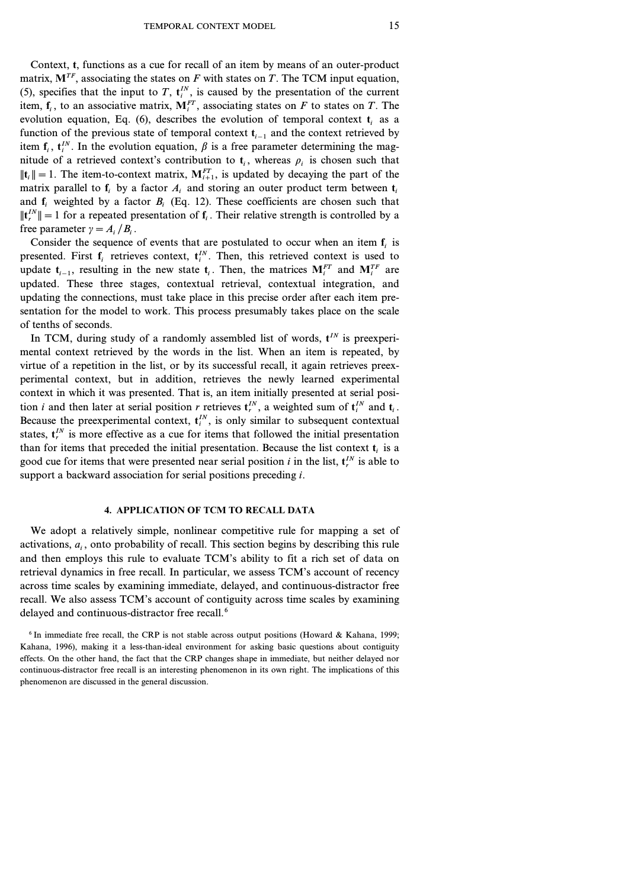Context, $\mathbf{t}$, functions as a cue for recall of an item by means of an outer-product matrix, $\mathbf{M}^{TF}$, associating the states on $F$ with states on $T$. The TCM input equation, (5), specifies that the input to $T$, $\mathbf{t}_i^{IN}$, is caused by the presentation of the current item, $\mathbf{f}_i$, to an associative matrix, $\mathbf{M}_i^{FT}$, associating states on $F$ to states on $T$. The evolution equation, Eq. (6), describes the evolution of temporal context $\mathbf{t}_i$ as a function of the previous state of temporal context $\mathbf{t}_{i-1}$ and the context retrieved by item $\mathbf{f}_i$, $\mathbf{t}_i^{IN}$. In the evolution equation, $\beta$ is a free parameter determining the magnitude of a retrieved context's contribution to $\mathbf{t}_i$, whereas $\rho_i$ is chosen such that $\|\mathbf{t}_i\| = 1$. The item-to-context matrix, $\mathbf{M}_{i+1}^{FT}$, is updated by decaying the part of the matrix parallel to $\mathbf{f}_i$ by a factor $A_i$ and storing an outer product term between $\mathbf{t}_i$ and $\mathbf{f}_i$ weighted by a factor $B_i$ (Eq. 12). These coefficients are chosen such that $\|\mathbf{t}_r^{IN}\| = 1$ for a repeated presentation of $\mathbf{f}_i$. Their relative strength is controlled by a free parameter $\gamma = A_i / B_i$.

Consider the sequence of events that are postulated to occur when an item $\mathbf{f}_i$ is presented. First $\mathbf{f}_i$ retrieves context, $\mathbf{t}_i^{IN}$. Then, this retrieved context is used to update $\mathbf{t}_{i-1}$, resulting in the new state $\mathbf{t}_i$. Then, the matrices $\mathbf{M}_i^{FT}$ and $\mathbf{M}_i^{TF}$ are updated. These three stages, contextual retrieval, contextual integration, and updating the connections, must take place in this precise order after each item presentation for the model to work. This process presumably takes place on the scale of tenths of seconds.

In TCM, during study of a randomly assembled list of words, $\mathbf{t}^{IN}$ is preexperimental context retrieved by the words in the list. When an item is repeated, by virtue of a repetition in the list, or by its successful recall, it again retrieves preexperimental context, but in addition, retrieves the newly learned experimental context in which it was presented. That is, an item initially presented at serial position $i$ and then later at serial position $r$ retrieves $\mathbf{t}_r^{IN}$, a weighted sum of $\mathbf{t}_i^{IN}$ and $\mathbf{t}_i$. Because the preexperimental context, $\mathbf{t}_i^{IN}$, is only similar to subsequent contextual states, $\mathbf{t}_r^{IN}$ is more effective as a cue for items that followed the initial presentation than for items that preceded the initial presentation. Because the list context $\mathbf{t}_i$ is a good cue for items that were presented near serial position $i$ in the list, $\mathbf{t}_r^{IN}$ is able to support a backward association for serial positions preceding $i$.

## 4. APPLICATION OF TCM TO RECALL DATA

We adopt a relatively simple, nonlinear competitive rule for mapping a set of activations, $a_i$, onto probability of recall. This section begins by describing this rule and then employs this rule to evaluate TCM's ability to fit a rich set of data on retrieval dynamics in free recall. In particular, we assess TCM's account of recency across time scales by examining immediate, delayed, and continuous-distractor free recall. We also assess TCM's account of contiguity across time scales by examining delayed and continuous-distractor free recall.[6]

[6] In immediate free recall, the CRP is not stable across output positions (Howard & Kahana, 1999; Kahana, 1996), making it a less-than-ideal environment for asking basic questions about contiguity effects. On the other hand, the fact that the CRP changes shape in immediate, but neither delayed nor continuous-distractor free recall is an interesting phenomenon in its own right. The implications of this phenomenon are discussed in the general discussion.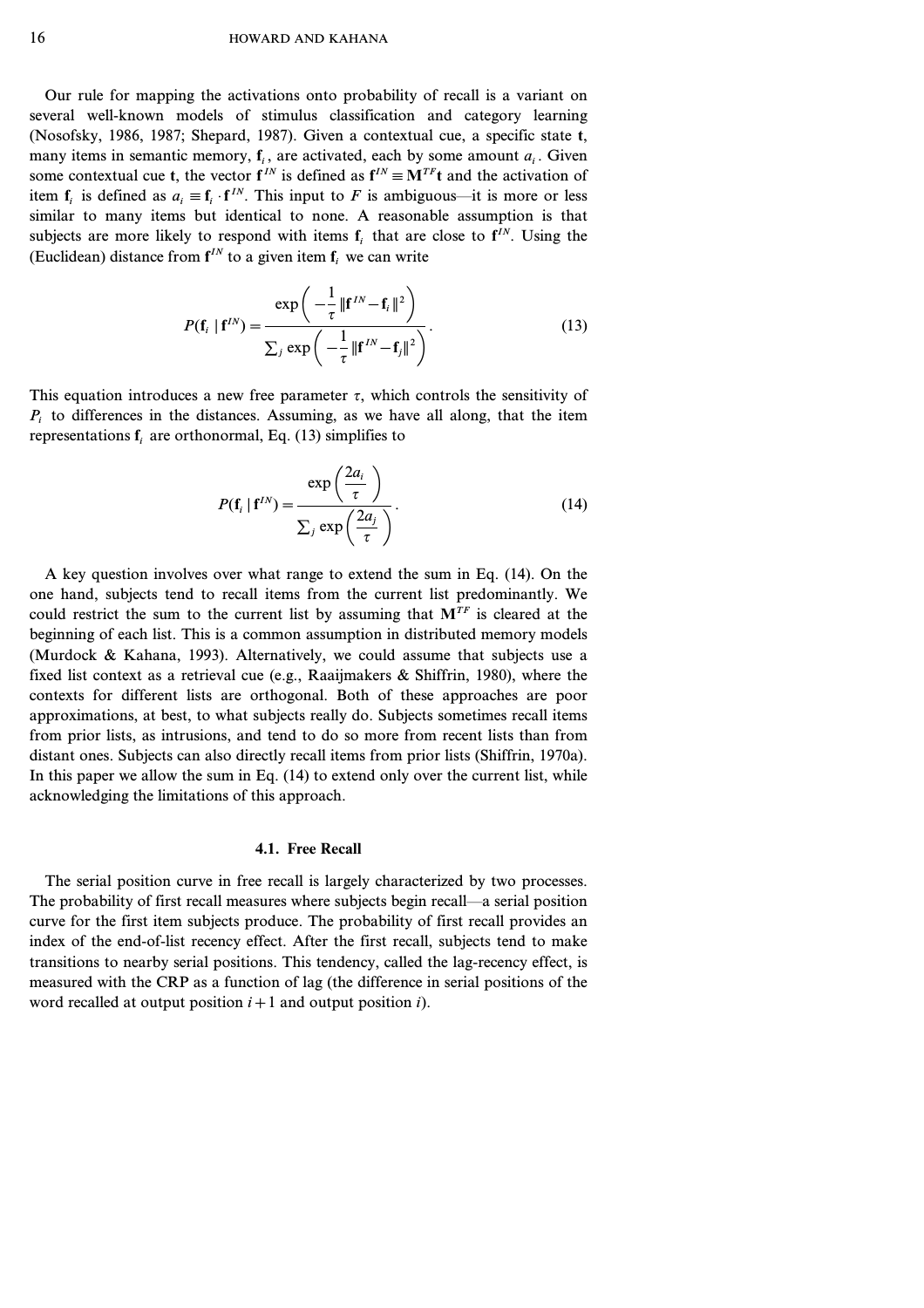Our rule for mapping the activations onto probability of recall is a variant on several well-known models of stimulus classification and category learning (Nosofsky, 1986, 1987; Shepard, 1987). Given a contextual cue, a specific state $\mathbf{t}$, many items in semantic memory, $\mathbf{f}_i$, are activated, each by some amount $a_i$. Given some contextual cue $\mathbf{t}$, the vector $\mathbf{f}^{IN}$ is defined as $\mathbf{f}^{IN} \equiv \mathbf{M}^{TF}\mathbf{t}$ and the activation of item $\mathbf{f}_i$ is defined as $a_i \equiv \mathbf{f}_i \cdot \mathbf{f}^{IN}$. This input to $F$ is ambiguous—it is more or less similar to many items but identical to none. A reasonable assumption is that subjects are more likely to respond with items $\mathbf{f}_i$ that are close to $\mathbf{f}^{IN}$. Using the (Euclidean) distance from $\mathbf{f}^{IN}$ to a given item $\mathbf{f}_i$ we can write

$$P(\mathbf{f}_i \mid \mathbf{f}^{IN}) = \frac{\exp\left(-\frac{1}{\tau}\|\mathbf{f}^{IN} - \mathbf{f}_i\|^2\right)}{\sum_j \exp\left(-\frac{1}{\tau}\|\mathbf{f}^{IN} - \mathbf{f}_j\|^2\right)}. \tag{13}$$

This equation introduces a new free parameter $\tau$, which controls the sensitivity of $P_i$ to differences in the distances. Assuming, as we have all along, that the item representations $\mathbf{f}_i$ are orthonormal, Eq. (13) simplifies to

$$P(\mathbf{f}_i \mid \mathbf{f}^{IN}) = \frac{\exp\left(\frac{2a_i}{\tau}\right)}{\sum_j \exp\left(\frac{2a_j}{\tau}\right)}. \tag{14}$$

A key question involves over what range to extend the sum in Eq. (14). On the one hand, subjects tend to recall items from the current list predominantly. We could restrict the sum to the current list by assuming that $\mathbf{M}^{TF}$ is cleared at the beginning of each list. This is a common assumption in distributed memory models (Murdock & Kahana, 1993). Alternatively, we could assume that subjects use a fixed list context as a retrieval cue (e.g., Raaijmakers & Shiffrin, 1980), where the contexts for different lists are orthogonal. Both of these approaches are poor approximations, at best, to what subjects really do. Subjects sometimes recall items from prior lists, as intrusions, and tend to do so more from recent lists than from distant ones. Subjects can also directly recall items from prior lists (Shiffrin, 1970a). In this paper we allow the sum in Eq. (14) to extend only over the current list, while acknowledging the limitations of this approach.

### 4.1. Free Recall

The serial position curve in free recall is largely characterized by two processes. The probability of first recall measures where subjects begin recall—a serial position curve for the first item subjects produce. The probability of first recall provides an index of the end-of-list recency effect. After the first recall, subjects tend to make transitions to nearby serial positions. This tendency, called the lag-recency effect, is measured with the CRP as a function of lag (the difference in serial positions of the word recalled at output position $i+1$ and output position $i$).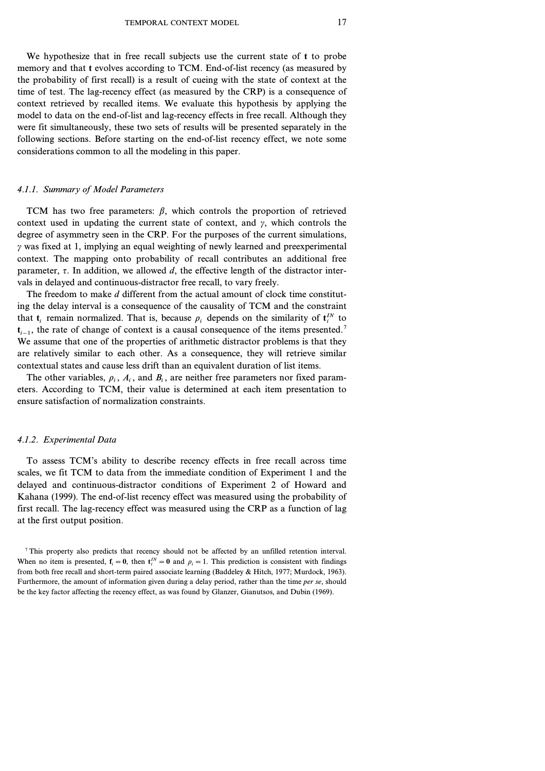We hypothesize that in free recall subjects use the current state of **t** to probe memory and that **t** evolves according to TCM. End-of-list recency (as measured by the probability of first recall) is a result of cueing with the state of context at the time of test. The lag-recency effect (as measured by the CRP) is a consequence of context retrieved by recalled items. We evaluate this hypothesis by applying the model to data on the end-of-list and lag-recency effects in free recall. Although they were fit simultaneously, these two sets of results will be presented separately in the following sections. Before starting on the end-of-list recency effect, we note some considerations common to all the modeling in this paper.

### 4.1.1. *Summary of Model Parameters*

TCM has two free parameters: $\beta$, which controls the proportion of retrieved context used in updating the current state of context, and $\gamma$, which controls the degree of asymmetry seen in the CRP. For the purposes of the current simulations, $\gamma$ was fixed at 1, implying an equal weighting of newly learned and preexperimental context. The mapping onto probability of recall contributes an additional free parameter, $\tau$. In addition, we allowed $d$, the effective length of the distractor intervals in delayed and continuous-distractor free recall, to vary freely.

The freedom to make $d$ different from the actual amount of clock time constituting the delay interval is a consequence of the causality of TCM and the constraint that $\mathbf{t}_i$ remain normalized. That is, because $\rho_i$ depends on the similarity of $\mathbf{t}_i^{IN}$ to $\mathbf{t}_{i-1}$, the rate of change of context is a causal consequence of the items presented.[7] We assume that one of the properties of arithmetic distractor problems is that they are relatively similar to each other. As a consequence, they will retrieve similar contextual states and cause less drift than an equivalent duration of list items.

The other variables, $\rho_i$, $A_i$, and $B_i$, are neither free parameters nor fixed parameters. According to TCM, their value is determined at each item presentation to ensure satisfaction of normalization constraints.

### 4.1.2. *Experimental Data*

To assess TCM's ability to describe recency effects in free recall across time scales, we fit TCM to data from the immediate condition of Experiment 1 and the delayed and continuous-distractor conditions of Experiment 2 of Howard and Kahana (1999). The end-of-list recency effect was measured using the probability of first recall. The lag-recency effect was measured using the CRP as a function of lag at the first output position.

[7] This property also predicts that recency should not be affected by an unfilled retention interval. When no item is presented, $\mathbf{f}_i = \mathbf{0}$, then $\mathbf{t}_i^{IN} = \mathbf{0}$ and $\rho_i = 1$. This prediction is consistent with findings from both free recall and short-term paired associate learning (Baddeley & Hitch, 1977; Murdock, 1963). Furthermore, the amount of information given during a delay period, rather than the time *per se*, should be the key factor affecting the recency effect, as was found by Glanzer, Gianutsos, and Dubin (1969).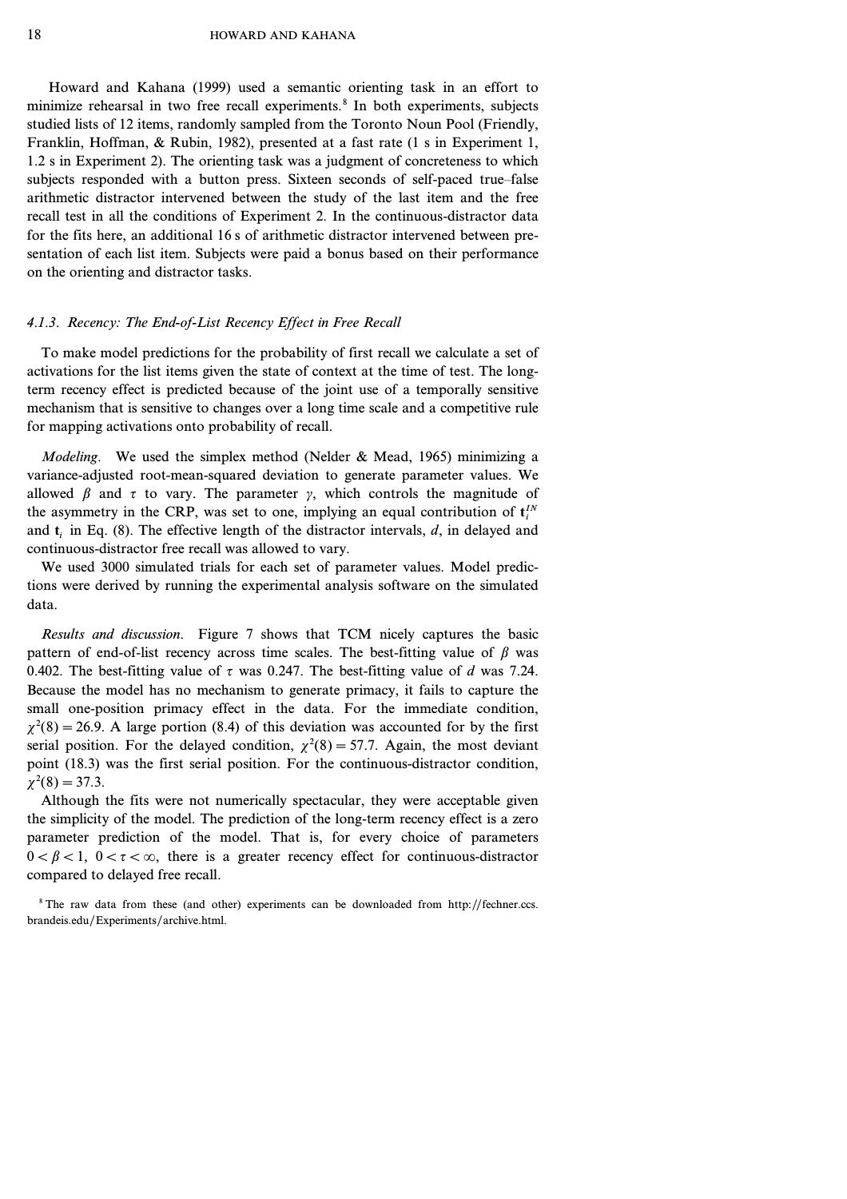Howard and Kahana (1999) used a semantic orienting task in an effort to minimize rehearsal in two free recall experiments.[8] In both experiments, subjects studied lists of 12 items, randomly sampled from the Toronto Noun Pool (Friendly, Franklin, Hoffman, & Rubin, 1982), presented at a fast rate (1 s in Experiment 1, 1.2 s in Experiment 2). The orienting task was a judgment of concreteness to which subjects responded with a button press. Sixteen seconds of self-paced true–false arithmetic distractor intervened between the study of the last item and the free recall test in all the conditions of Experiment 2. In the continuous-distractor data for the fits here, an additional 16 s of arithmetic distractor intervened between presentation of each list item. Subjects were paid a bonus based on their performance on the orienting and distractor tasks.

### *4.1.3. Recency: The End-of-List Recency Effect in Free Recall*

To make model predictions for the probability of first recall we calculate a set of activations for the list items given the state of context at the time of test. The long-term recency effect is predicted because of the joint use of a temporally sensitive mechanism that is sensitive to changes over a long time scale and a competitive rule for mapping activations onto probability of recall.

*Modeling.* We used the simplex method (Nelder & Mead, 1965) minimizing a variance-adjusted root-mean-squared deviation to generate parameter values. We allowed $\beta$ and $\tau$ to vary. The parameter $\gamma$, which controls the magnitude of the asymmetry in the CRP, was set to one, implying an equal contribution of $\mathbf{t}_i^{IN}$ and $\mathbf{t}_i$ in Eq. (8). The effective length of the distractor intervals, $d$, in delayed and continuous-distractor free recall was allowed to vary.

We used 3000 simulated trials for each set of parameter values. Model predictions were derived by running the experimental analysis software on the simulated data.

*Results and discussion.* Figure 7 shows that TCM nicely captures the basic pattern of end-of-list recency across time scales. The best-fitting value of $\beta$ was 0.402. The best-fitting value of $\tau$ was 0.247. The best-fitting value of $d$ was 7.24. Because the model has no mechanism to generate primacy, it fails to capture the small one-position primacy effect in the data. For the immediate condition, $\chi^2(8) = 26.9$. A large portion (8.4) of this deviation was accounted for by the first serial position. For the delayed condition, $\chi^2(8) = 57.7$. Again, the most deviant point (18.3) was the first serial position. For the continuous-distractor condition, $\chi^2(8) = 37.3$.

Although the fits were not numerically spectacular, they were acceptable given the simplicity of the model. The prediction of the long-term recency effect is a zero parameter prediction of the model. That is, for every choice of parameters $0 < \beta < 1$, $0 < \tau < \infty$, there is a greater recency effect for continuous-distractor compared to delayed free recall.

[8] The raw data from these (and other) experiments can be downloaded from http://fechner.ccs.brandeis.edu/Experiments/archive.html.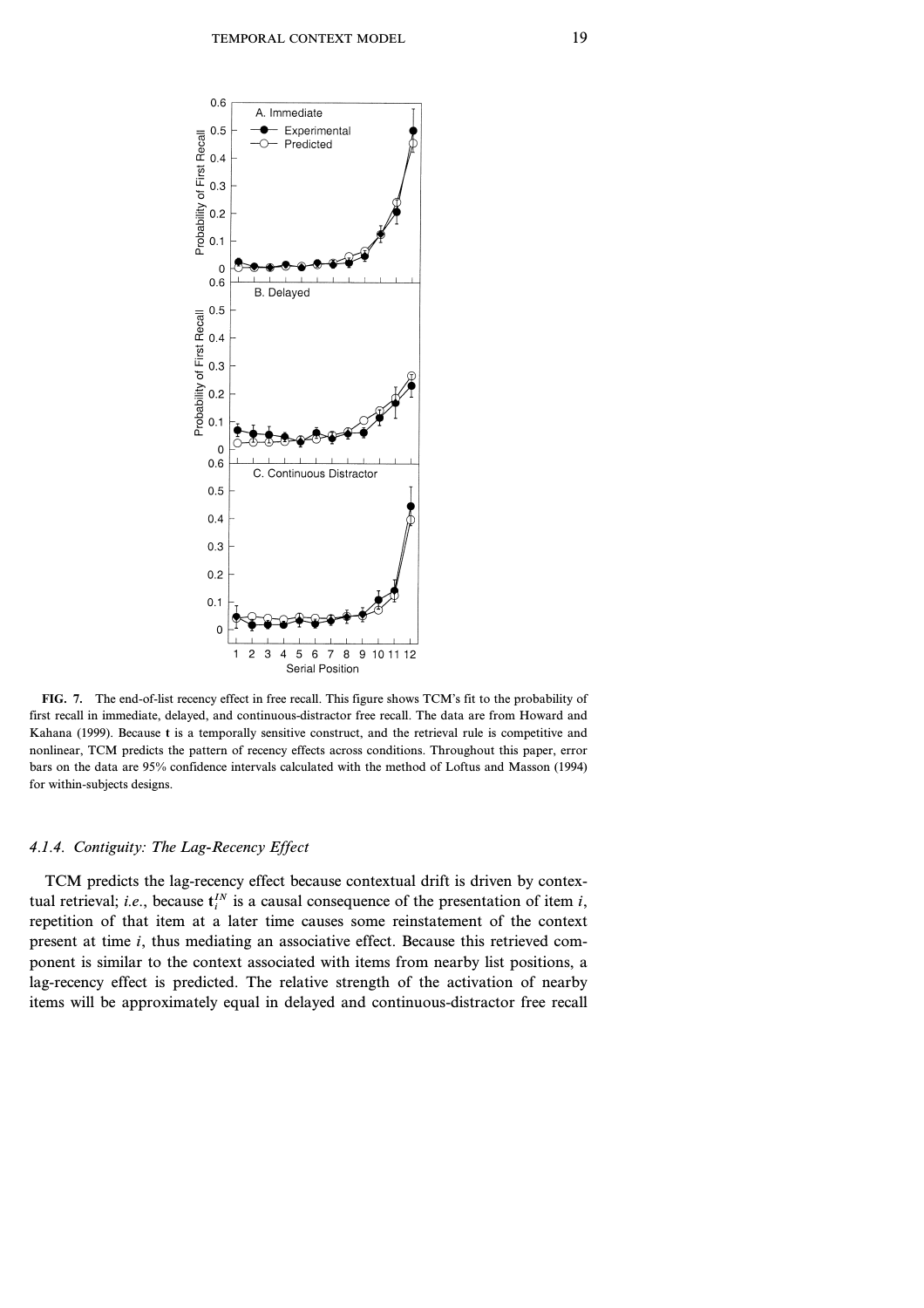A. Immediate

Experimental

Predicted

Probability of First Recall

0.6
0.5
0.4
0.3
0.2
0.1
0

B. Delayed

Probability of First Recall

0.6
0.5
0.4
0.3
0.2
0.1
0

C. Continuous Distractor

0.6
0.5
0.4
0.3
0.2
0.1
0

1 2 3 4 5 6 7 8 9 10 11 12

Serial Position

**FIG. 7.** The end-of-list recency effect in free recall. This figure shows TCM's fit to the probability of first recall in immediate, delayed, and continuous-distractor free recall. The data are from Howard and Kahana (1999). Because **t** is a temporally sensitive construct, and the retrieval rule is competitive and nonlinear, TCM predicts the pattern of recency effects across conditions. Throughout this paper, error bars on the data are 95% confidence intervals calculated with the method of Loftus and Masson (1994) for within-subjects designs.

### *4.1.4. Contiguity: The Lag-Recency Effect*

TCM predicts the lag-recency effect because contextual drift is driven by contextual retrieval; *i.e.*, because $\mathbf{t}_i^{IN}$ is a causal consequence of the presentation of item $i$, repetition of that item at a later time causes some reinstatement of the context present at time $i$, thus mediating an associative effect. Because this retrieved component is similar to the context associated with items from nearby list positions, a lag-recency effect is predicted. The relative strength of the activation of nearby items will be approximately equal in delayed and continuous-distractor free recall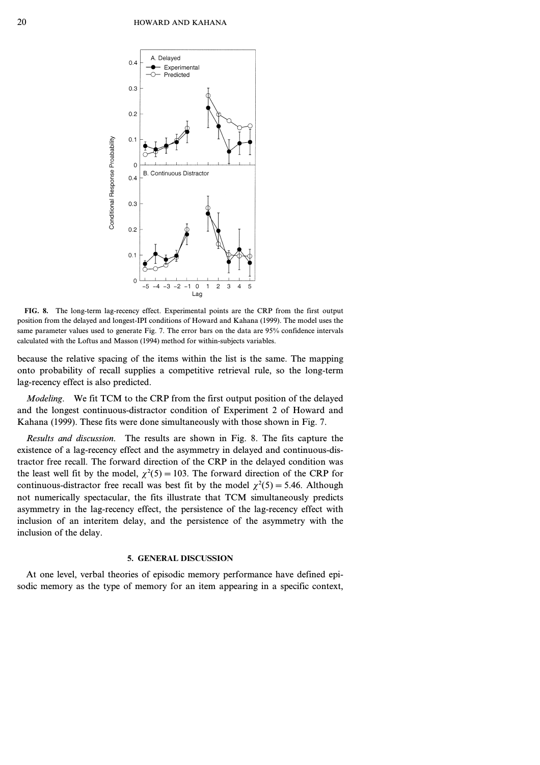A. Delayed
Experimental
Predicted
0.4
0.3
0.2
0.1
0
B. Continuous Distractor
0.4
0.3
0.2
0.1
0
Conditional Response Probability
−5 −4 −3 −2 −1 0 1 2 3 4 5
Lag

**FIG. 8.** The long-term lag-recency effect. Experimental points are the CRP from the first output position from the delayed and longest-IPI conditions of Howard and Kahana (1999). The model uses the same parameter values used to generate Fig. 7. The error bars on the data are 95% confidence intervals calculated with the Loftus and Masson (1994) method for within-subjects variables.

because the relative spacing of the items within the list is the same. The mapping onto probability of recall supplies a competitive retrieval rule, so the long-term lag-recency effect is also predicted.

*Modeling.* We fit TCM to the CRP from the first output position of the delayed and the longest continuous-distractor condition of Experiment 2 of Howard and Kahana (1999). These fits were done simultaneously with those shown in Fig. 7.

*Results and discussion.* The results are shown in Fig. 8. The fits capture the existence of a lag-recency effect and the asymmetry in delayed and continuous-distractor free recall. The forward direction of the CRP in the delayed condition was the least well fit by the model, $\chi^2(5) = 103$. The forward direction of the CRP for continuous-distractor free recall was best fit by the model $\chi^2(5) = 5.46$. Although not numerically spectacular, the fits illustrate that TCM simultaneously predicts asymmetry in the lag-recency effect, the persistence of the lag-recency effect with inclusion of an interitem delay, and the persistence of the asymmetry with the inclusion of the delay.

## 5. GENERAL DISCUSSION

At one level, verbal theories of episodic memory performance have defined episodic memory as the type of memory for an item appearing in a specific context,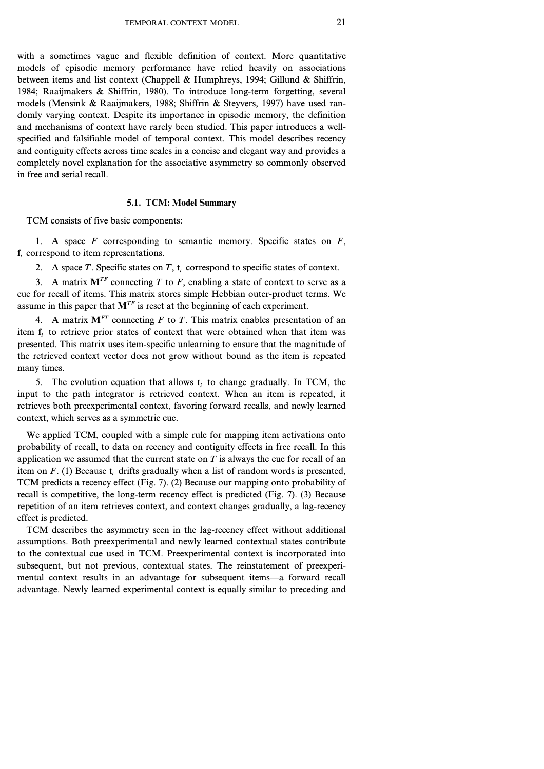with a sometimes vague and flexible definition of context. More quantitative models of episodic memory performance have relied heavily on associations between items and list context (Chappell & Humphreys, 1994; Gillund & Shiffrin, 1984; Raaijmakers & Shiffrin, 1980). To introduce long-term forgetting, several models (Mensink & Raaijmakers, 1988; Shiffrin & Steyvers, 1997) have used randomly varying context. Despite its importance in episodic memory, the definition and mechanisms of context have rarely been studied. This paper introduces a well-specified and falsifiable model of temporal context. This model describes recency and contiguity effects across time scales in a concise and elegant way and provides a completely novel explanation for the associative asymmetry so commonly observed in free and serial recall.

### 5.1. TCM: Model Summary

TCM consists of five basic components:

1. A space $F$ corresponding to semantic memory. Specific states on $F$, $\mathbf{f}_i$ correspond to item representations.

2. A space $T$. Specific states on $T$, $\mathbf{t}_i$ correspond to specific states of context.

3. A matrix $\mathbf{M}^{TF}$ connecting $T$ to $F$, enabling a state of context to serve as a cue for recall of items. This matrix stores simple Hebbian outer-product terms. We assume in this paper that $\mathbf{M}^{TF}$ is reset at the beginning of each experiment.

4. A matrix $\mathbf{M}^{FT}$ connecting $F$ to $T$. This matrix enables presentation of an item $\mathbf{f}_i$ to retrieve prior states of context that were obtained when that item was presented. This matrix uses item-specific unlearning to ensure that the magnitude of the retrieved context vector does not grow without bound as the item is repeated many times.

5. The evolution equation that allows $\mathbf{t}_i$ to change gradually. In TCM, the input to the path integrator is retrieved context. When an item is repeated, it retrieves both preexperimental context, favoring forward recalls, and newly learned context, which serves as a symmetric cue.

We applied TCM, coupled with a simple rule for mapping item activations onto probability of recall, to data on recency and contiguity effects in free recall. In this application we assumed that the current state on $T$ is always the cue for recall of an item on $F$. (1) Because $\mathbf{t}_i$ drifts gradually when a list of random words is presented, TCM predicts a recency effect (Fig. 7). (2) Because our mapping onto probability of recall is competitive, the long-term recency effect is predicted (Fig. 7). (3) Because repetition of an item retrieves context, and context changes gradually, a lag-recency effect is predicted.

TCM describes the asymmetry seen in the lag-recency effect without additional assumptions. Both preexperimental and newly learned contextual states contribute to the contextual cue used in TCM. Preexperimental context is incorporated into subsequent, but not previous, contextual states. The reinstatement of preexperimental context results in an advantage for subsequent items—a forward recall advantage. Newly learned experimental context is equally similar to preceding and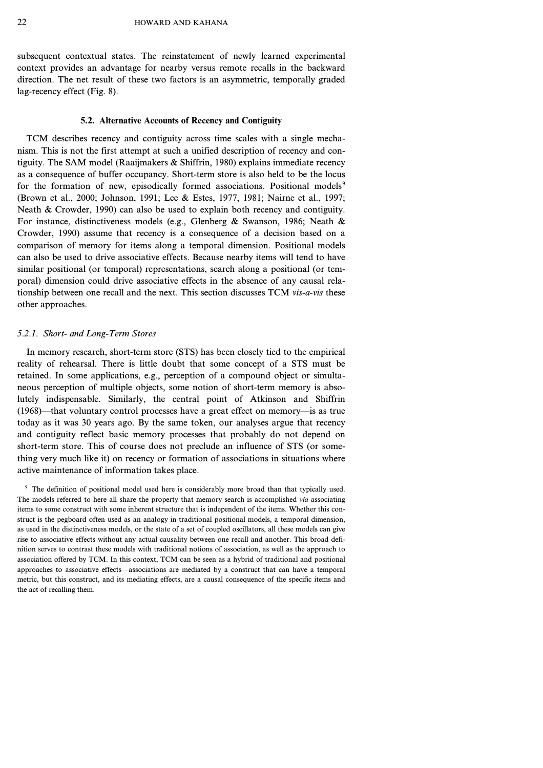subsequent contextual states. The reinstatement of newly learned experimental context provides an advantage for nearby versus remote recalls in the backward direction. The net result of these two factors is an asymmetric, temporally graded lag-recency effect (Fig. 8).

### 5.2. Alternative Accounts of Recency and Contiguity

TCM describes recency and contiguity across time scales with a single mechanism. This is not the first attempt at such a unified description of recency and contiguity. The SAM model (Raaijmakers & Shiffrin, 1980) explains immediate recency as a consequence of buffer occupancy. Short-term store is also held to be the locus for the formation of new, episodically formed associations. Positional models[9] (Brown et al., 2000; Johnson, 1991; Lee & Estes, 1977, 1981; Nairne et al., 1997; Neath & Crowder, 1990) can also be used to explain both recency and contiguity. For instance, distinctiveness models (e.g., Glenberg & Swanson, 1986; Neath & Crowder, 1990) assume that recency is a consequence of a decision based on a comparison of memory for items along a temporal dimension. Positional models can also be used to drive associative effects. Because nearby items will tend to have similar positional (or temporal) representations, search along a positional (or temporal) dimension could drive associative effects in the absence of any causal relationship between one recall and the next. This section discusses TCM *vis-a-vis* these other approaches.

#### *5.2.1. Short- and Long-Term Stores*

In memory research, short-term store (STS) has been closely tied to the empirical reality of rehearsal. There is little doubt that some concept of a STS must be retained. In some applications, e.g., perception of a compound object or simultaneous perception of multiple objects, some notion of short-term memory is absolutely indispensable. Similarly, the central point of Atkinson and Shiffrin (1968)—that voluntary control processes have a great effect on memory—is as true today as it was 30 years ago. By the same token, our analyses argue that recency and contiguity reflect basic memory processes that probably do not depend on short-term store. This of course does not preclude an influence of STS (or something very much like it) on recency or formation of associations in situations where active maintenance of information takes place.

[9] The definition of positional model used here is considerably more broad than that typically used. The models referred to here all share the property that memory search is accomplished *via* associating items to some construct with some inherent structure that is independent of the items. Whether this construct is the pegboard often used as an analogy in traditional positional models, a temporal dimension, as used in the distinctiveness models, or the state of a set of coupled oscillators, all these models can give rise to associative effects without any actual causality between one recall and another. This broad definition serves to contrast these models with traditional notions of association, as well as the approach to association offered by TCM. In this context, TCM can be seen as a hybrid of traditional and positional approaches to associative effects—associations are mediated by a construct that can have a temporal metric, but this construct, and its mediating effects, are a causal consequence of the specific items and the act of recalling them.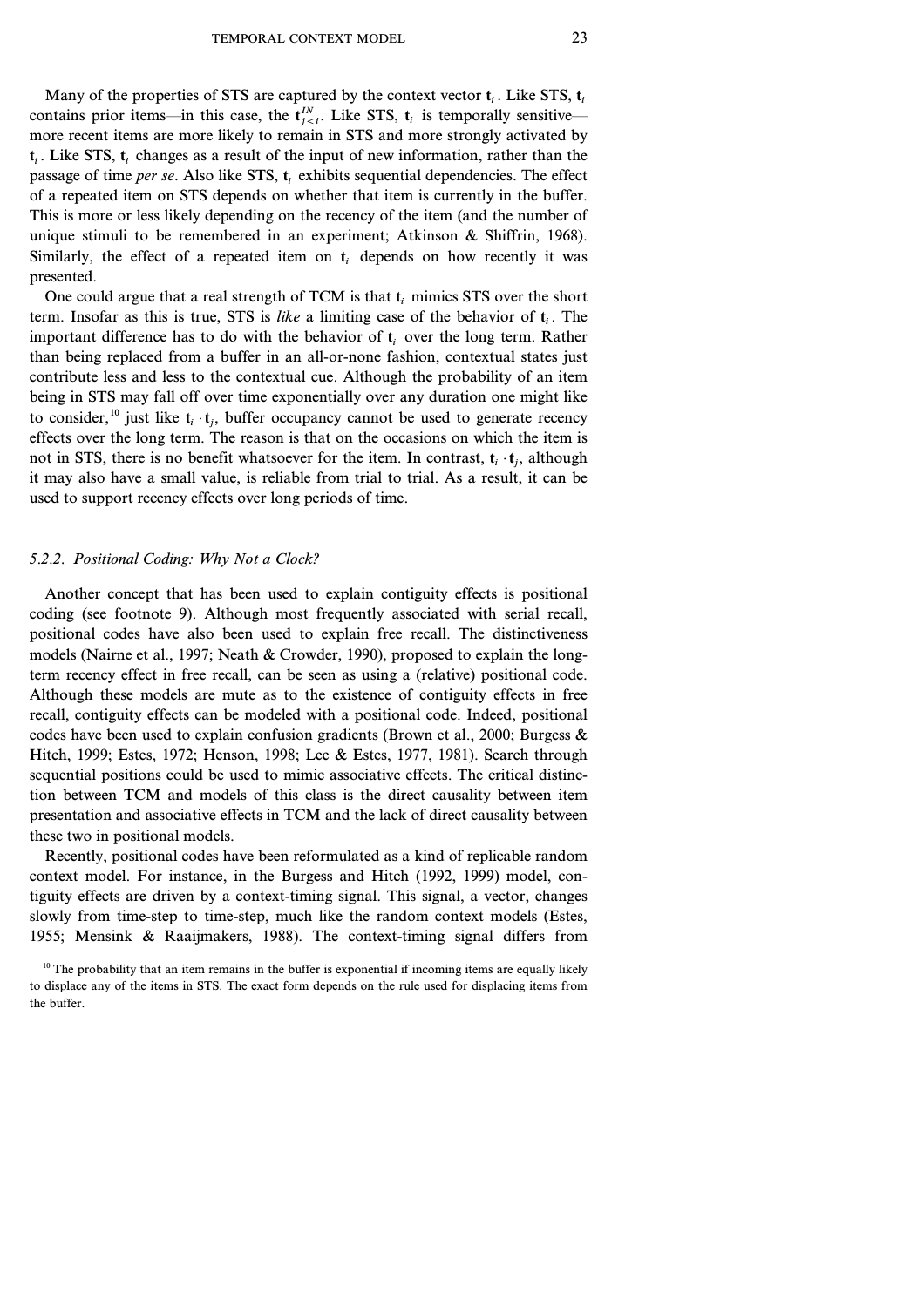Many of the properties of STS are captured by the context vector $\mathbf{t}_i$. Like STS, $\mathbf{t}_i$ contains prior items—in this case, the $\mathbf{t}^{IN}_{j<i}$. Like STS, $\mathbf{t}_i$ is temporally sensitive—more recent items are more likely to remain in STS and more strongly activated by $\mathbf{t}_i$. Like STS, $\mathbf{t}_i$ changes as a result of the input of new information, rather than the passage of time *per se*. Also like STS, $\mathbf{t}_i$ exhibits sequential dependencies. The effect of a repeated item on STS depends on whether that item is currently in the buffer. This is more or less likely depending on the recency of the item (and the number of unique stimuli to be remembered in an experiment; Atkinson & Shiffrin, 1968). Similarly, the effect of a repeated item on $\mathbf{t}_i$ depends on how recently it was presented.

One could argue that a real strength of TCM is that $\mathbf{t}_i$ mimics STS over the short term. Insofar as this is true, STS is *like* a limiting case of the behavior of $\mathbf{t}_i$. The important difference has to do with the behavior of $\mathbf{t}_i$ over the long term. Rather than being replaced from a buffer in an all-or-none fashion, contextual states just contribute less and less to the contextual cue. Although the probability of an item being in STS may fall off over time exponentially over any duration one might like to consider,[10] just like $\mathbf{t}_i \cdot \mathbf{t}_j$, buffer occupancy cannot be used to generate recency effects over the long term. The reason is that on the occasions on which the item is not in STS, there is no benefit whatsoever for the item. In contrast, $\mathbf{t}_i \cdot \mathbf{t}_j$, although it may also have a small value, is reliable from trial to trial. As a result, it can be used to support recency effects over long periods of time.

### 5.2.2. Positional Coding: Why Not a Clock?

Another concept that has been used to explain contiguity effects is positional coding (see footnote 9). Although most frequently associated with serial recall, positional codes have also been used to explain free recall. The distinctiveness models (Nairne et al., 1997; Neath & Crowder, 1990), proposed to explain the long-term recency effect in free recall, can be seen as using a (relative) positional code. Although these models are mute as to the existence of contiguity effects in free recall, contiguity effects can be modeled with a positional code. Indeed, positional codes have been used to explain confusion gradients (Brown et al., 2000; Burgess & Hitch, 1999; Estes, 1972; Henson, 1998; Lee & Estes, 1977, 1981). Search through sequential positions could be used to mimic associative effects. The critical distinction between TCM and models of this class is the direct causality between item presentation and associative effects in TCM and the lack of direct causality between these two in positional models.

Recently, positional codes have been reformulated as a kind of replicable random context model. For instance, in the Burgess and Hitch (1992, 1999) model, contiguity effects are driven by a context-timing signal. This signal, a vector, changes slowly from time-step to time-step, much like the random context models (Estes, 1955; Mensink & Raaijmakers, 1988). The context-timing signal differs from

[10] The probability that an item remains in the buffer is exponential if incoming items are equally likely to displace any of the items in STS. The exact form depends on the rule used for displacing items from the buffer.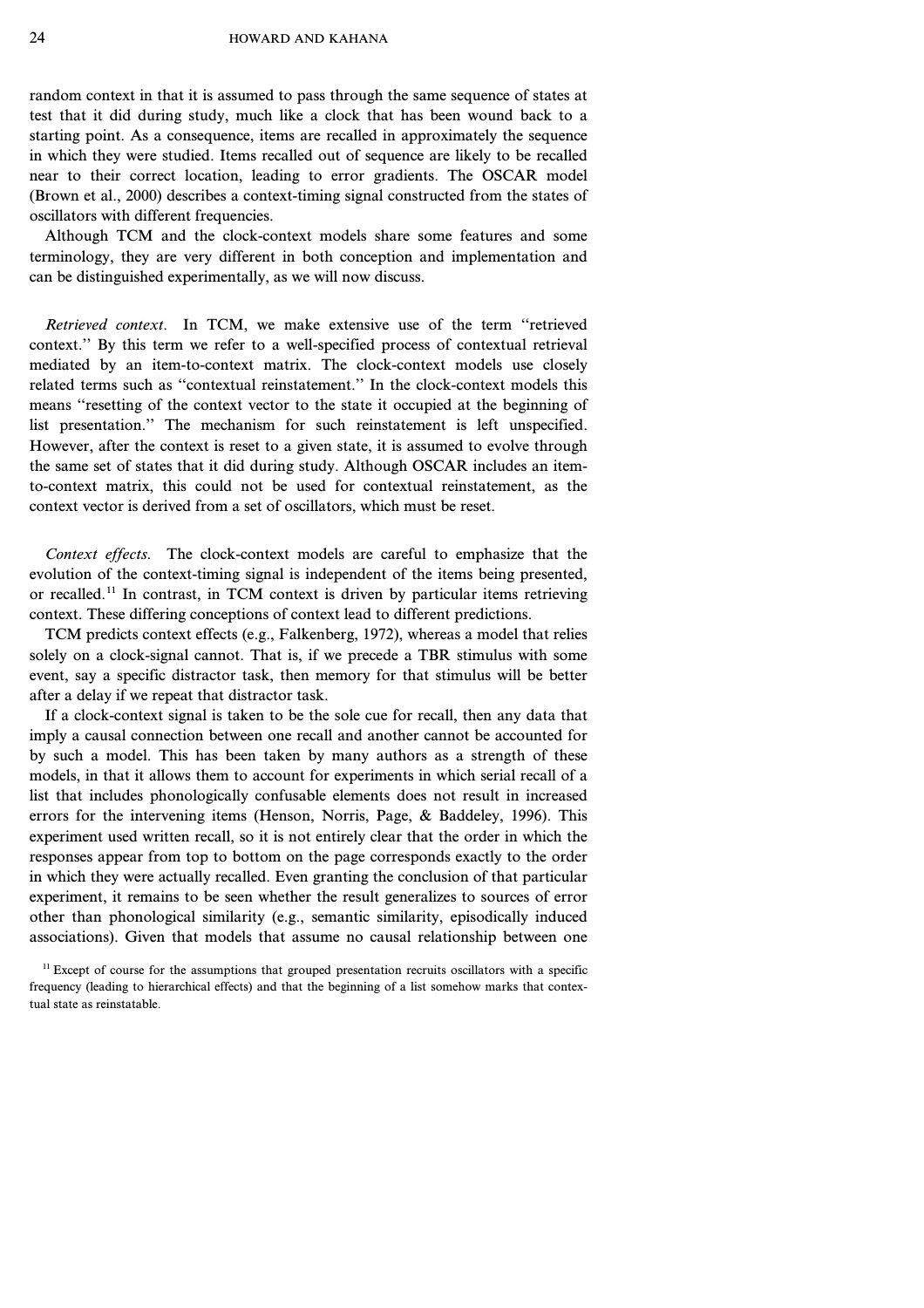random context in that it is assumed to pass through the same sequence of states at test that it did during study, much like a clock that has been wound back to a starting point. As a consequence, items are recalled in approximately the sequence in which they were studied. Items recalled out of sequence are likely to be recalled near to their correct location, leading to error gradients. The OSCAR model (Brown et al., 2000) describes a context-timing signal constructed from the states of oscillators with different frequencies.

Although TCM and the clock-context models share some features and some terminology, they are very different in both conception and implementation and can be distinguished experimentally, as we will now discuss.

*Retrieved context.* In TCM, we make extensive use of the term "retrieved context." By this term we refer to a well-specified process of contextual retrieval mediated by an item-to-context matrix. The clock-context models use closely related terms such as "contextual reinstatement." In the clock-context models this means "resetting of the context vector to the state it occupied at the beginning of list presentation." The mechanism for such reinstatement is left unspecified. However, after the context is reset to a given state, it is assumed to evolve through the same set of states that it did during study. Although OSCAR includes an item-to-context matrix, this could not be used for contextual reinstatement, as the context vector is derived from a set of oscillators, which must be reset.

*Context effects.* The clock-context models are careful to emphasize that the evolution of the context-timing signal is independent of the items being presented, or recalled.[11] In contrast, in TCM context is driven by particular items retrieving context. These differing conceptions of context lead to different predictions.

TCM predicts context effects (e.g., Falkenberg, 1972), whereas a model that relies solely on a clock-signal cannot. That is, if we precede a TBR stimulus with some event, say a specific distractor task, then memory for that stimulus will be better after a delay if we repeat that distractor task.

If a clock-context signal is taken to be the sole cue for recall, then any data that imply a causal connection between one recall and another cannot be accounted for by such a model. This has been taken by many authors as a strength of these models, in that it allows them to account for experiments in which serial recall of a list that includes phonologically confusable elements does not result in increased errors for the intervening items (Henson, Norris, Page, & Baddeley, 1996). This experiment used written recall, so it is not entirely clear that the order in which the responses appear from top to bottom on the page corresponds exactly to the order in which they were actually recalled. Even granting the conclusion of that particular experiment, it remains to be seen whether the result generalizes to sources of error other than phonological similarity (e.g., semantic similarity, episodically induced associations). Given that models that assume no causal relationship between one

[11] Except of course for the assumptions that grouped presentation recruits oscillators with a specific frequency (leading to hierarchical effects) and that the beginning of a list somehow marks that contextual state as reinstatable.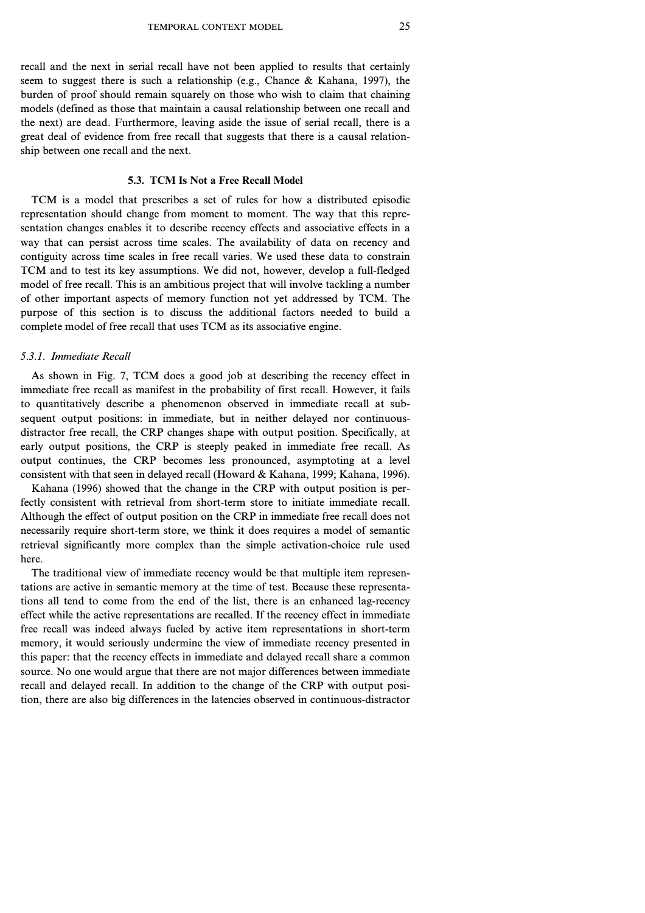recall and the next in serial recall have not been applied to results that certainly seem to suggest there is such a relationship (e.g., Chance & Kahana, 1997), the burden of proof should remain squarely on those who wish to claim that chaining models (defined as those that maintain a causal relationship between one recall and the next) are dead. Furthermore, leaving aside the issue of serial recall, there is a great deal of evidence from free recall that suggests that there is a causal relationship between one recall and the next.

### 5.3. TCM Is Not a Free Recall Model

TCM is a model that prescribes a set of rules for how a distributed episodic representation should change from moment to moment. The way that this representation changes enables it to describe recency effects and associative effects in a way that can persist across time scales. The availability of data on recency and contiguity across time scales in free recall varies. We used these data to constrain TCM and to test its key assumptions. We did not, however, develop a full-fledged model of free recall. This is an ambitious project that will involve tackling a number of other important aspects of memory function not yet addressed by TCM. The purpose of this section is to discuss the additional factors needed to build a complete model of free recall that uses TCM as its associative engine.

#### *5.3.1. Immediate Recall*

As shown in Fig. 7, TCM does a good job at describing the recency effect in immediate free recall as manifest in the probability of first recall. However, it fails to quantitatively describe a phenomenon observed in immediate recall at subsequent output positions: in immediate, but in neither delayed nor continuous-distractor free recall, the CRP changes shape with output position. Specifically, at early output positions, the CRP is steeply peaked in immediate free recall. As output continues, the CRP becomes less pronounced, asymptoting at a level consistent with that seen in delayed recall (Howard & Kahana, 1999; Kahana, 1996).

Kahana (1996) showed that the change in the CRP with output position is perfectly consistent with retrieval from short-term store to initiate immediate recall. Although the effect of output position on the CRP in immediate free recall does not necessarily require short-term store, we think it does requires a model of semantic retrieval significantly more complex than the simple activation-choice rule used here.

The traditional view of immediate recency would be that multiple item representations are active in semantic memory at the time of test. Because these representations all tend to come from the end of the list, there is an enhanced lag-recency effect while the active representations are recalled. If the recency effect in immediate free recall was indeed always fueled by active item representations in short-term memory, it would seriously undermine the view of immediate recency presented in this paper: that the recency effects in immediate and delayed recall share a common source. No one would argue that there are not major differences between immediate recall and delayed recall. In addition to the change of the CRP with output position, there are also big differences in the latencies observed in continuous-distractor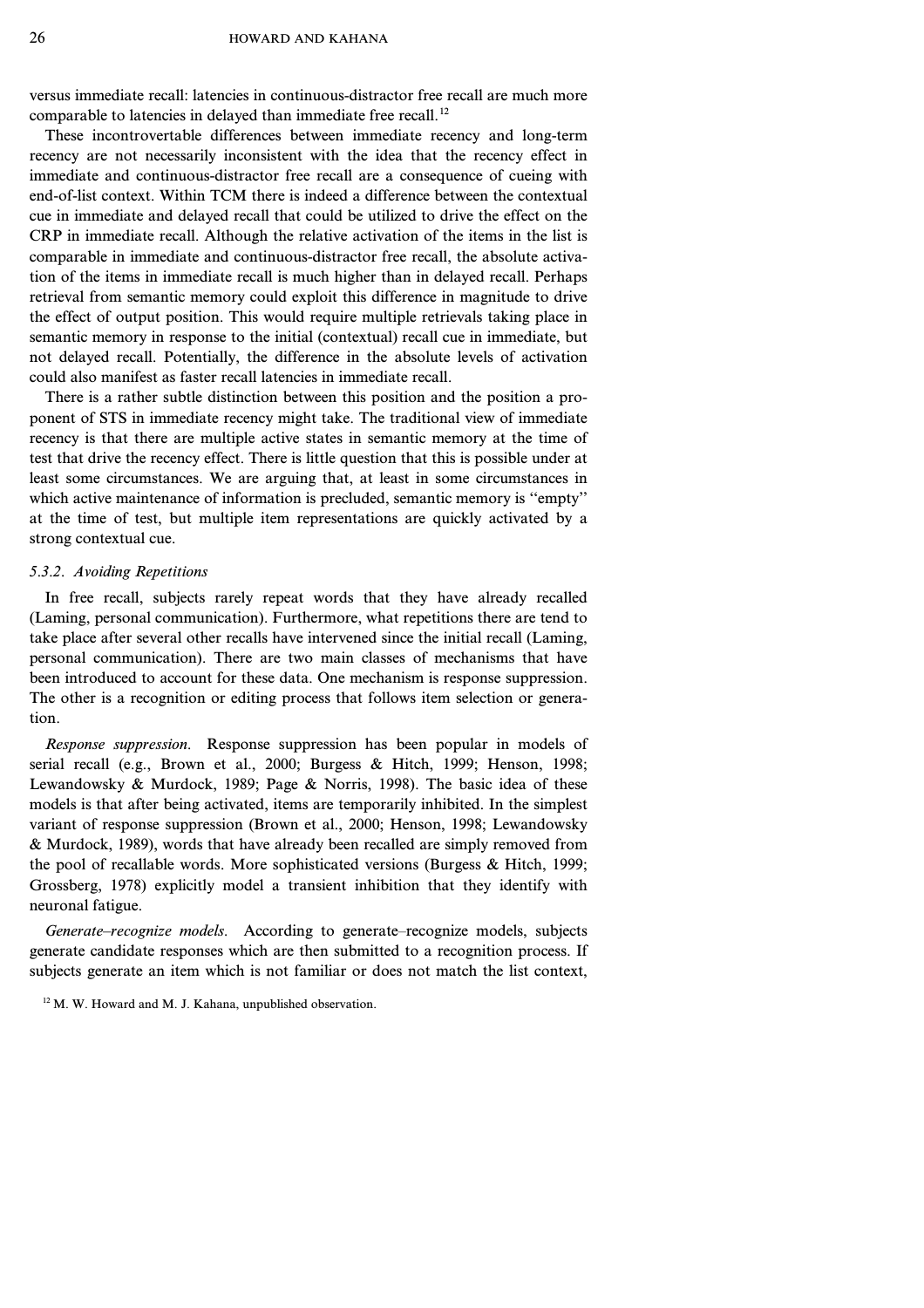versus immediate recall: latencies in continuous-distractor free recall are much more comparable to latencies in delayed than immediate free recall.[12]

These incontrovertable differences between immediate recency and long-term recency are not necessarily inconsistent with the idea that the recency effect in immediate and continuous-distractor free recall are a consequence of cueing with end-of-list context. Within TCM there is indeed a difference between the contextual cue in immediate and delayed recall that could be utilized to drive the effect on the CRP in immediate recall. Although the relative activation of the items in the list is comparable in immediate and continuous-distractor free recall, the absolute activation of the items in immediate recall is much higher than in delayed recall. Perhaps retrieval from semantic memory could exploit this difference in magnitude to drive the effect of output position. This would require multiple retrievals taking place in semantic memory in response to the initial (contextual) recall cue in immediate, but not delayed recall. Potentially, the difference in the absolute levels of activation could also manifest as faster recall latencies in immediate recall.

There is a rather subtle distinction between this position and the position a proponent of STS in immediate recency might take. The traditional view of immediate recency is that there are multiple active states in semantic memory at the time of test that drive the recency effect. There is little question that this is possible under at least some circumstances. We are arguing that, at least in some circumstances in which active maintenance of information is precluded, semantic memory is "empty" at the time of test, but multiple item representations are quickly activated by a strong contextual cue.

#### *5.3.2. Avoiding Repetitions*

In free recall, subjects rarely repeat words that they have already recalled (Laming, personal communication). Furthermore, what repetitions there are tend to take place after several other recalls have intervened since the initial recall (Laming, personal communication). There are two main classes of mechanisms that have been introduced to account for these data. One mechanism is response suppression. The other is a recognition or editing process that follows item selection or generation.

*Response suppression.* Response suppression has been popular in models of serial recall (e.g., Brown et al., 2000; Burgess & Hitch, 1999; Henson, 1998; Lewandowsky & Murdock, 1989; Page & Norris, 1998). The basic idea of these models is that after being activated, items are temporarily inhibited. In the simplest variant of response suppression (Brown et al., 2000; Henson, 1998; Lewandowsky & Murdock, 1989), words that have already been recalled are simply removed from the pool of recallable words. More sophisticated versions (Burgess & Hitch, 1999; Grossberg, 1978) explicitly model a transient inhibition that they identify with neuronal fatigue.

*Generate–recognize models.* According to generate–recognize models, subjects generate candidate responses which are then submitted to a recognition process. If subjects generate an item which is not familiar or does not match the list context,

[12] M. W. Howard and M. J. Kahana, unpublished observation.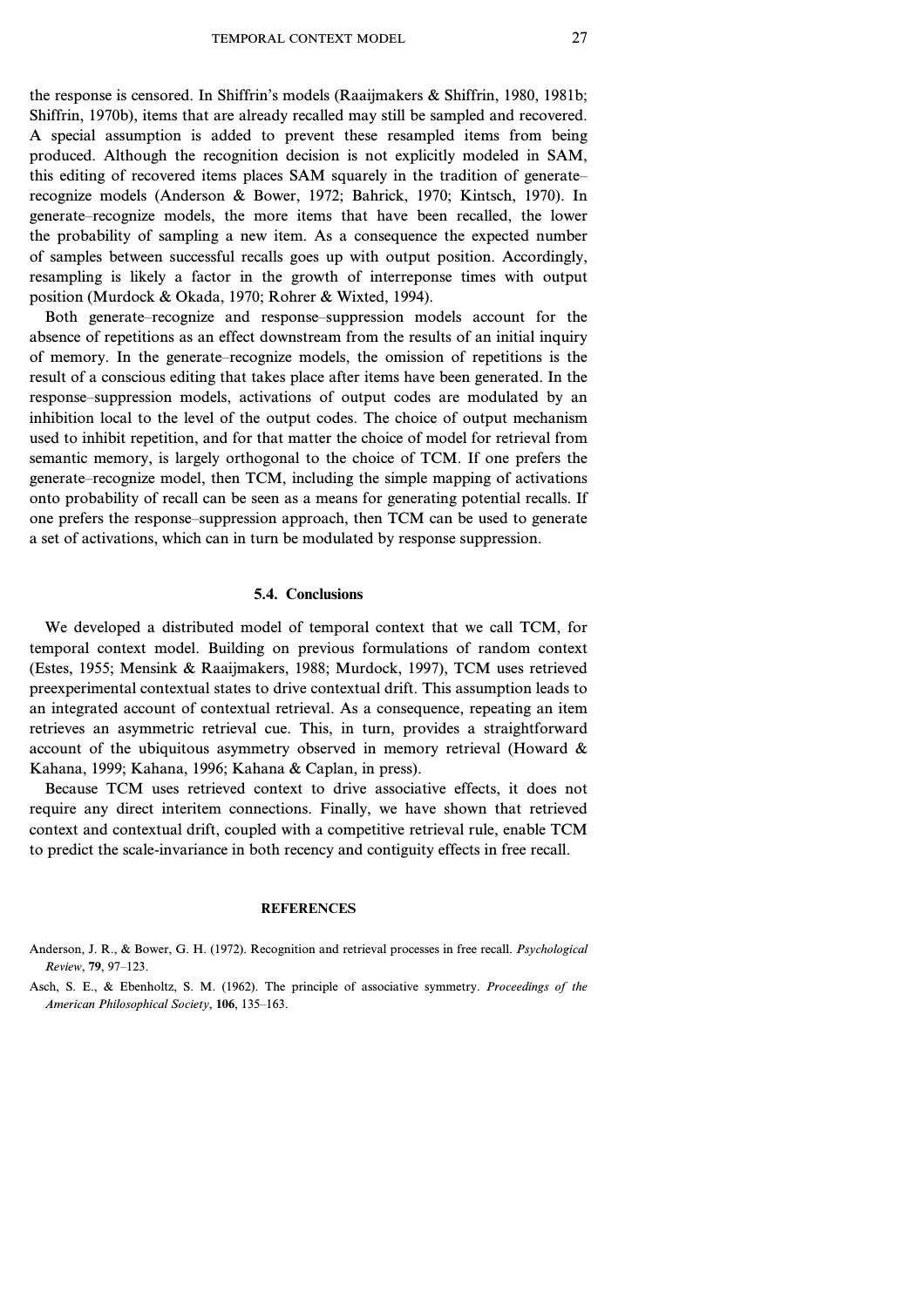the response is censored. In Shiffrin's models (Raaijmakers & Shiffrin, 1980, 1981b; Shiffrin, 1970b), items that are already recalled may still be sampled and recovered. A special assumption is added to prevent these resampled items from being produced. Although the recognition decision is not explicitly modeled in SAM, this editing of recovered items places SAM squarely in the tradition of generate–recognize models (Anderson & Bower, 1972; Bahrick, 1970; Kintsch, 1970). In generate–recognize models, the more items that have been recalled, the lower the probability of sampling a new item. As a consequence the expected number of samples between successful recalls goes up with output position. Accordingly, resampling is likely a factor in the growth of interreponse times with output position (Murdock & Okada, 1970; Rohrer & Wixted, 1994).

Both generate–recognize and response–suppression models account for the absence of repetitions as an effect downstream from the results of an initial inquiry of memory. In the generate–recognize models, the omission of repetitions is the result of a conscious editing that takes place after items have been generated. In the response–suppression models, activations of output codes are modulated by an inhibition local to the level of the output codes. The choice of output mechanism used to inhibit repetition, and for that matter the choice of model for retrieval from semantic memory, is largely orthogonal to the choice of TCM. If one prefers the generate–recognize model, then TCM, including the simple mapping of activations onto probability of recall can be seen as a means for generating potential recalls. If one prefers the response–suppression approach, then TCM can be used to generate a set of activations, which can in turn be modulated by response suppression.

### 5.4. Conclusions

We developed a distributed model of temporal context that we call TCM, for temporal context model. Building on previous formulations of random context (Estes, 1955; Mensink & Raaijmakers, 1988; Murdock, 1997), TCM uses retrieved preexperimental contextual states to drive contextual drift. This assumption leads to an integrated account of contextual retrieval. As a consequence, repeating an item retrieves an asymmetric retrieval cue. This, in turn, provides a straightforward account of the ubiquitous asymmetry observed in memory retrieval (Howard & Kahana, 1999; Kahana, 1996; Kahana & Caplan, in press).

Because TCM uses retrieved context to drive associative effects, it does not require any direct interitem connections. Finally, we have shown that retrieved context and contextual drift, coupled with a competitive retrieval rule, enable TCM to predict the scale-invariance in both recency and contiguity effects in free recall.

## REFERENCES

Anderson, J. R., & Bower, G. H. (1972). Recognition and retrieval processes in free recall. *Psychological Review*, **79**, 97–123.

Asch, S. E., & Ebenholtz, S. M. (1962). The principle of associative symmetry. *Proceedings of the American Philosophical Society*, **106**, 135–163.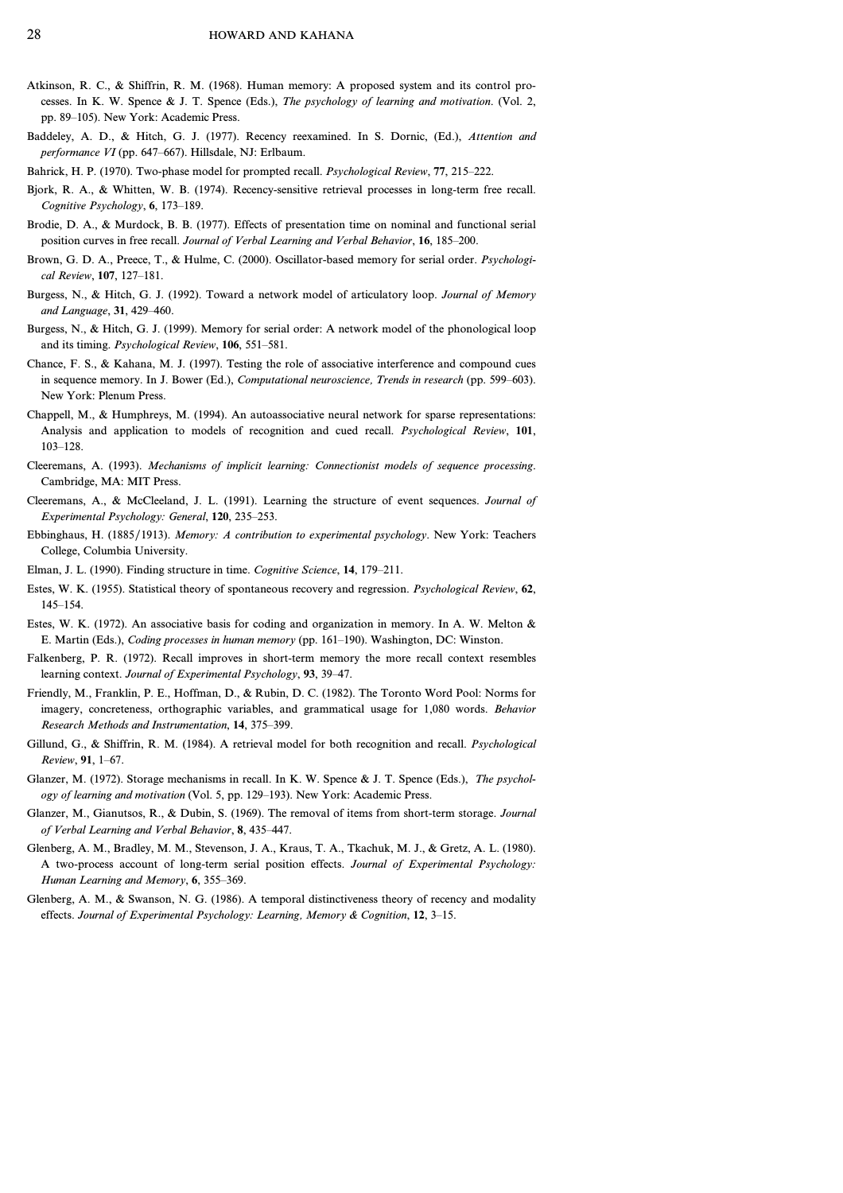Atkinson, R. C., & Shiffrin, R. M. (1968). Human memory: A proposed system and its control processes. In K. W. Spence & J. T. Spence (Eds.), *The psychology of learning and motivation*. (Vol. 2, pp. 89–105). New York: Academic Press.

Baddeley, A. D., & Hitch, G. J. (1977). Recency reexamined. In S. Dornic, (Ed.), *Attention and performance VI* (pp. 647–667). Hillsdale, NJ: Erlbaum.

Bahrick, H. P. (1970). Two-phase model for prompted recall. *Psychological Review*, **77**, 215–222.

Bjork, R. A., & Whitten, W. B. (1974). Recency-sensitive retrieval processes in long-term free recall. *Cognitive Psychology*, **6**, 173–189.

Brodie, D. A., & Murdock, B. B. (1977). Effects of presentation time on nominal and functional serial position curves in free recall. *Journal of Verbal Learning and Verbal Behavior*, **16**, 185–200.

Brown, G. D. A., Preece, T., & Hulme, C. (2000). Oscillator-based memory for serial order. *Psychological Review*, **107**, 127–181.

Burgess, N., & Hitch, G. J. (1992). Toward a network model of articulatory loop. *Journal of Memory and Language*, **31**, 429–460.

Burgess, N., & Hitch, G. J. (1999). Memory for serial order: A network model of the phonological loop and its timing. *Psychological Review*, **106**, 551–581.

Chance, F. S., & Kahana, M. J. (1997). Testing the role of associative interference and compound cues in sequence memory. In J. Bower (Ed.), *Computational neuroscience, Trends in research* (pp. 599–603). New York: Plenum Press.

Chappell, M., & Humphreys, M. (1994). An autoassociative neural network for sparse representations: Analysis and application to models of recognition and cued recall. *Psychological Review*, **101**, 103–128.

Cleeremans, A. (1993). *Mechanisms of implicit learning: Connectionist models of sequence processing*. Cambridge, MA: MIT Press.

Cleeremans, A., & McCleeland, J. L. (1991). Learning the structure of event sequences. *Journal of Experimental Psychology: General*, **120**, 235–253.

Ebbinghaus, H. (1885/1913). *Memory: A contribution to experimental psychology*. New York: Teachers College, Columbia University.

Elman, J. L. (1990). Finding structure in time. *Cognitive Science*, **14**, 179–211.

Estes, W. K. (1955). Statistical theory of spontaneous recovery and regression. *Psychological Review*, **62**, 145–154.

Estes, W. K. (1972). An associative basis for coding and organization in memory. In A. W. Melton & E. Martin (Eds.), *Coding processes in human memory* (pp. 161–190). Washington, DC: Winston.

Falkenberg, P. R. (1972). Recall improves in short-term memory the more recall context resembles learning context. *Journal of Experimental Psychology*, **93**, 39–47.

Friendly, M., Franklin, P. E., Hoffman, D., & Rubin, D. C. (1982). The Toronto Word Pool: Norms for imagery, concreteness, orthographic variables, and grammatical usage for 1,080 words. *Behavior Research Methods and Instrumentation*, **14**, 375–399.

Gillund, G., & Shiffrin, R. M. (1984). A retrieval model for both recognition and recall. *Psychological Review*, **91**, 1–67.

Glanzer, M. (1972). Storage mechanisms in recall. In K. W. Spence & J. T. Spence (Eds.), *The psychology of learning and motivation* (Vol. 5, pp. 129–193). New York: Academic Press.

Glanzer, M., Gianutsos, R., & Dubin, S. (1969). The removal of items from short-term storage. *Journal of Verbal Learning and Verbal Behavior*, **8**, 435–447.

Glenberg, A. M., Bradley, M. M., Stevenson, J. A., Kraus, T. A., Tkachuk, M. J., & Gretz, A. L. (1980). A two-process account of long-term serial position effects. *Journal of Experimental Psychology: Human Learning and Memory*, **6**, 355–369.

Glenberg, A. M., & Swanson, N. G. (1986). A temporal distinctiveness theory of recency and modality effects. *Journal of Experimental Psychology: Learning, Memory & Cognition*, **12**, 3–15.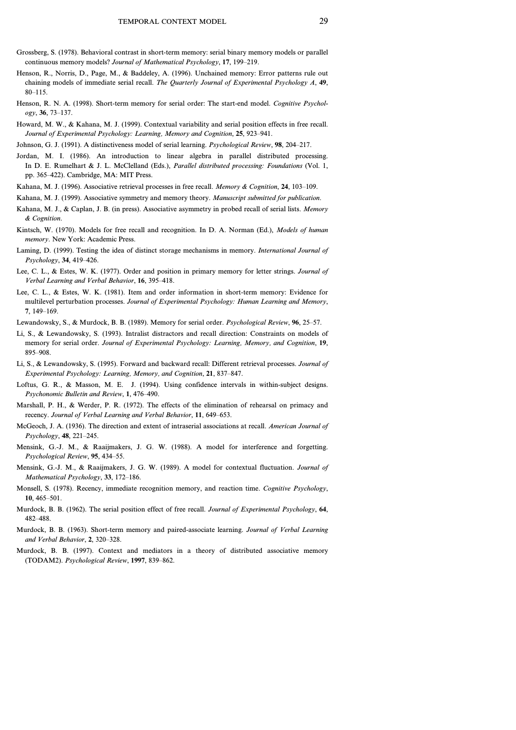Grossberg, S. (1978). Behavioral contrast in short-term memory: serial binary memory models or parallel continuous memory models? *Journal of Mathematical Psychology*, **17**, 199–219.

Henson, R., Norris, D., Page, M., & Baddeley, A. (1996). Unchained memory: Error patterns rule out chaining models of immediate serial recall. *The Quarterly Journal of Experimental Psychology A*, **49**, 80–115.

Henson, R. N. A. (1998). Short-term memory for serial order: The start-end model. *Cognitive Psychology*, **36**, 73–137.

Howard, M. W., & Kahana, M. J. (1999). Contextual variability and serial position effects in free recall. *Journal of Experimental Psychology: Learning, Memory and Cognition*, **25**, 923–941.

Johnson, G. J. (1991). A distinctiveness model of serial learning. *Psychological Review*, **98**, 204–217.

Jordan, M. I. (1986). An introduction to linear algebra in parallel distributed processing. In D. E. Rumelhart & J. L. McClelland (Eds.), *Parallel distributed processing: Foundations* (Vol. 1, pp. 365–422). Cambridge, MA: MIT Press.

Kahana, M. J. (1996). Associative retrieval processes in free recall. *Memory & Cognition*, **24**, 103–109.

Kahana, M. J. (1999). Associative symmetry and memory theory. *Manuscript submitted for publication*.

Kahana, M. J., & Caplan, J. B. (in press). Associative asymmetry in probed recall of serial lists. *Memory & Cognition*.

Kintsch, W. (1970). Models for free recall and recognition. In D. A. Norman (Ed.), *Models of human memory*. New York: Academic Press.

Laming, D. (1999). Testing the idea of distinct storage mechanisms in memory. *International Journal of Psychology*, **34**, 419–426.

Lee, C. L., & Estes, W. K. (1977). Order and position in primary memory for letter strings. *Journal of Verbal Learning and Verbal Behavior*, **16**, 395–418.

Lee, C. L., & Estes, W. K. (1981). Item and order information in short-term memory: Evidence for multilevel perturbation processes. *Journal of Experimental Psychology: Human Learning and Memory*, **7**, 149–169.

Lewandowsky, S., & Murdock, B. B. (1989). Memory for serial order. *Psychological Review*, **96**, 25–57.

Li, S., & Lewandowsky, S. (1993). Intralist distractors and recall direction: Constraints on models of memory for serial order. *Journal of Experimental Psychology: Learning, Memory, and Cognition*, **19**, 895–908.

Li, S., & Lewandowsky, S. (1995). Forward and backward recall: Different retrieval processes. *Journal of Experimental Psychology: Learning, Memory, and Cognition*, **21**, 837–847.

Loftus, G. R., & Masson, M. E. J. (1994). Using confidence intervals in within-subject designs. *Psychonomic Bulletin and Review*, **1**, 476–490.

Marshall, P. H., & Werder, P. R. (1972). The effects of the elimination of rehearsal on primacy and recency. *Journal of Verbal Learning and Verbal Behavior*, **11**, 649–653.

McGeoch, J. A. (1936). The direction and extent of intraserial associations at recall. *American Journal of Psychology*, **48**, 221–245.

Mensink, G.-J. M., & Raaijmakers, J. G. W. (1988). A model for interference and forgetting. *Psychological Review*, **95**, 434–55.

Mensink, G.-J. M., & Raaijmakers, J. G. W. (1989). A model for contextual fluctuation. *Journal of Mathematical Psychology*, **33**, 172–186.

Monsell, S. (1978). Recency, immediate recognition memory, and reaction time. *Cognitive Psychology*, **10**, 465–501.

Murdock, B. B. (1962). The serial position effect of free recall. *Journal of Experimental Psychology*, **64**, 482–488.

Murdock, B. B. (1963). Short-term memory and paired-associate learning. *Journal of Verbal Learning and Verbal Behavior*, **2**, 320–328.

Murdock, B. B. (1997). Context and mediators in a theory of distributed associative memory (TODAM2). *Psychological Review*, **1997**, 839–862.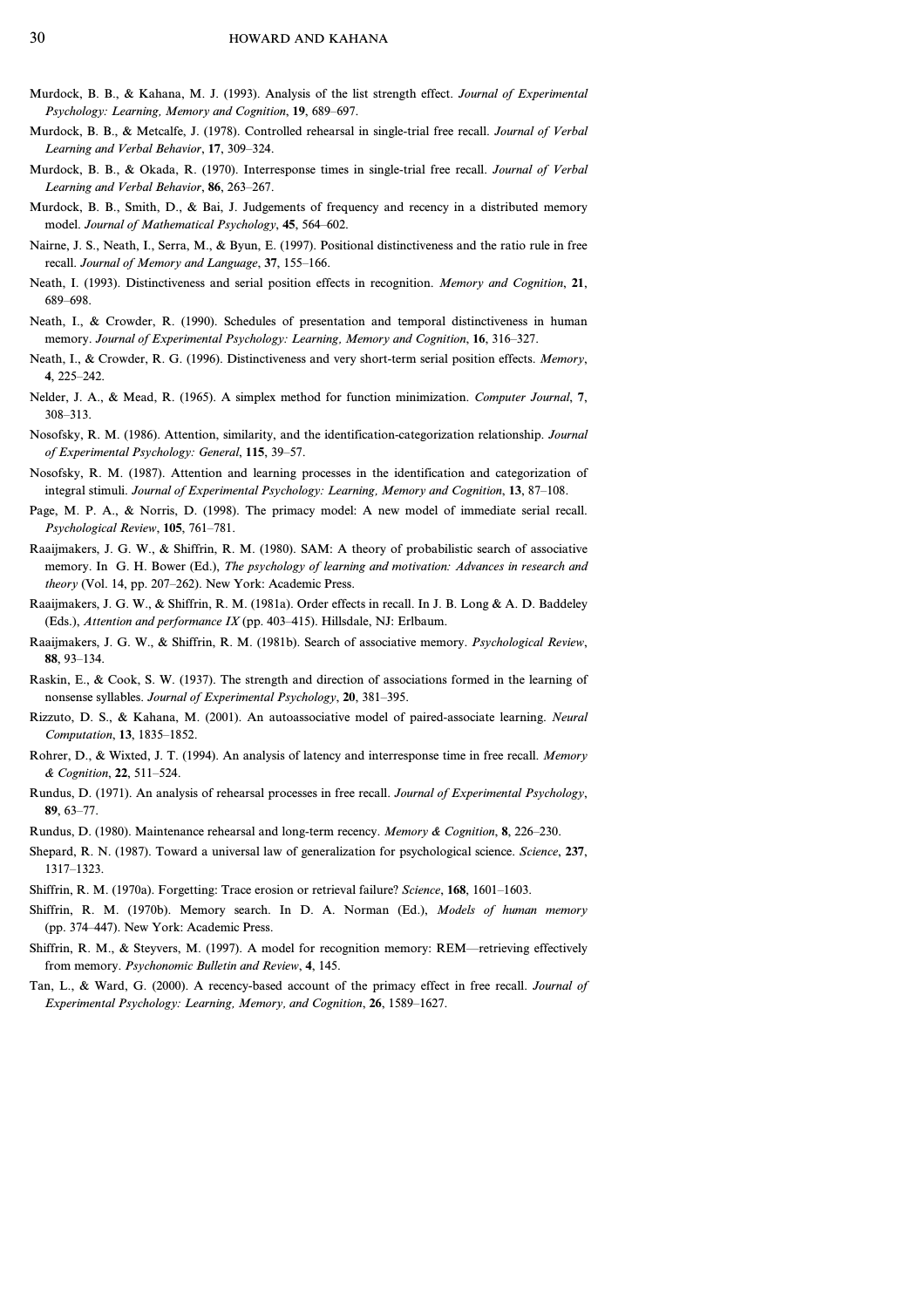Murdock, B. B., & Kahana, M. J. (1993). Analysis of the list strength effect. *Journal of Experimental Psychology: Learning, Memory and Cognition*, **19**, 689–697.

Murdock, B. B., & Metcalfe, J. (1978). Controlled rehearsal in single-trial free recall. *Journal of Verbal Learning and Verbal Behavior*, **17**, 309–324.

Murdock, B. B., & Okada, R. (1970). Interresponse times in single-trial free recall. *Journal of Verbal Learning and Verbal Behavior*, **86**, 263–267.

Murdock, B. B., Smith, D., & Bai, J. Judgements of frequency and recency in a distributed memory model. *Journal of Mathematical Psychology*, **45**, 564–602.

Nairne, J. S., Neath, I., Serra, M., & Byun, E. (1997). Positional distinctiveness and the ratio rule in free recall. *Journal of Memory and Language*, **37**, 155–166.

Neath, I. (1993). Distinctiveness and serial position effects in recognition. *Memory and Cognition*, **21**, 689–698.

Neath, I., & Crowder, R. (1990). Schedules of presentation and temporal distinctiveness in human memory. *Journal of Experimental Psychology: Learning, Memory and Cognition*, **16**, 316–327.

Neath, I., & Crowder, R. G. (1996). Distinctiveness and very short-term serial position effects. *Memory*, **4**, 225–242.

Nelder, J. A., & Mead, R. (1965). A simplex method for function minimization. *Computer Journal*, **7**, 308–313.

Nosofsky, R. M. (1986). Attention, similarity, and the identification-categorization relationship. *Journal of Experimental Psychology: General*, **115**, 39–57.

Nosofsky, R. M. (1987). Attention and learning processes in the identification and categorization of integral stimuli. *Journal of Experimental Psychology: Learning, Memory and Cognition*, **13**, 87–108.

Page, M. P. A., & Norris, D. (1998). The primacy model: A new model of immediate serial recall. *Psychological Review*, **105**, 761–781.

Raaijmakers, J. G. W., & Shiffrin, R. M. (1980). SAM: A theory of probabilistic search of associative memory. In G. H. Bower (Ed.), *The psychology of learning and motivation: Advances in research and theory* (Vol. 14, pp. 207–262). New York: Academic Press.

Raaijmakers, J. G. W., & Shiffrin, R. M. (1981a). Order effects in recall. In J. B. Long & A. D. Baddeley (Eds.), *Attention and performance IX* (pp. 403–415). Hillsdale, NJ: Erlbaum.

Raaijmakers, J. G. W., & Shiffrin, R. M. (1981b). Search of associative memory. *Psychological Review*, **88**, 93–134.

Raskin, E., & Cook, S. W. (1937). The strength and direction of associations formed in the learning of nonsense syllables. *Journal of Experimental Psychology*, **20**, 381–395.

Rizzuto, D. S., & Kahana, M. M. (2001). An autoassociative model of paired-associate learning. *Neural Computation*, **13**, 1835–1852.

Rohrer, D., & Wixted, J. T. (1994). An analysis of latency and interresponse time in free recall. *Memory & Cognition*, **22**, 511–524.

Rundus, D. (1971). An analysis of rehearsal processes in free recall. *Journal of Experimental Psychology*, **89**, 63–77.

Rundus, D. (1980). Maintenance rehearsal and long-term recency. *Memory & Cognition*, **8**, 226–230.

Shepard, R. N. (1987). Toward a universal law of generalization for psychological science. *Science*, **237**, 1317–1323.

Shiffrin, R. M. (1970a). Forgetting: Trace erosion or retrieval failure? *Science*, **168**, 1601–1603.

Shiffrin, R. M. (1970b). Memory search. In D. A. Norman (Ed.), *Models of human memory* (pp. 374–447). New York: Academic Press.

Shiffrin, R. M., & Steyvers, M. (1997). A model for recognition memory: REM—retrieving effectively from memory. *Psychonomic Bulletin and Review*, **4**, 145.

Tan, L., & Ward, G. (2000). A recency-based account of the primacy effect in free recall. *Journal of Experimental Psychology: Learning, Memory, and Cognition*, **26**, 1589–1627.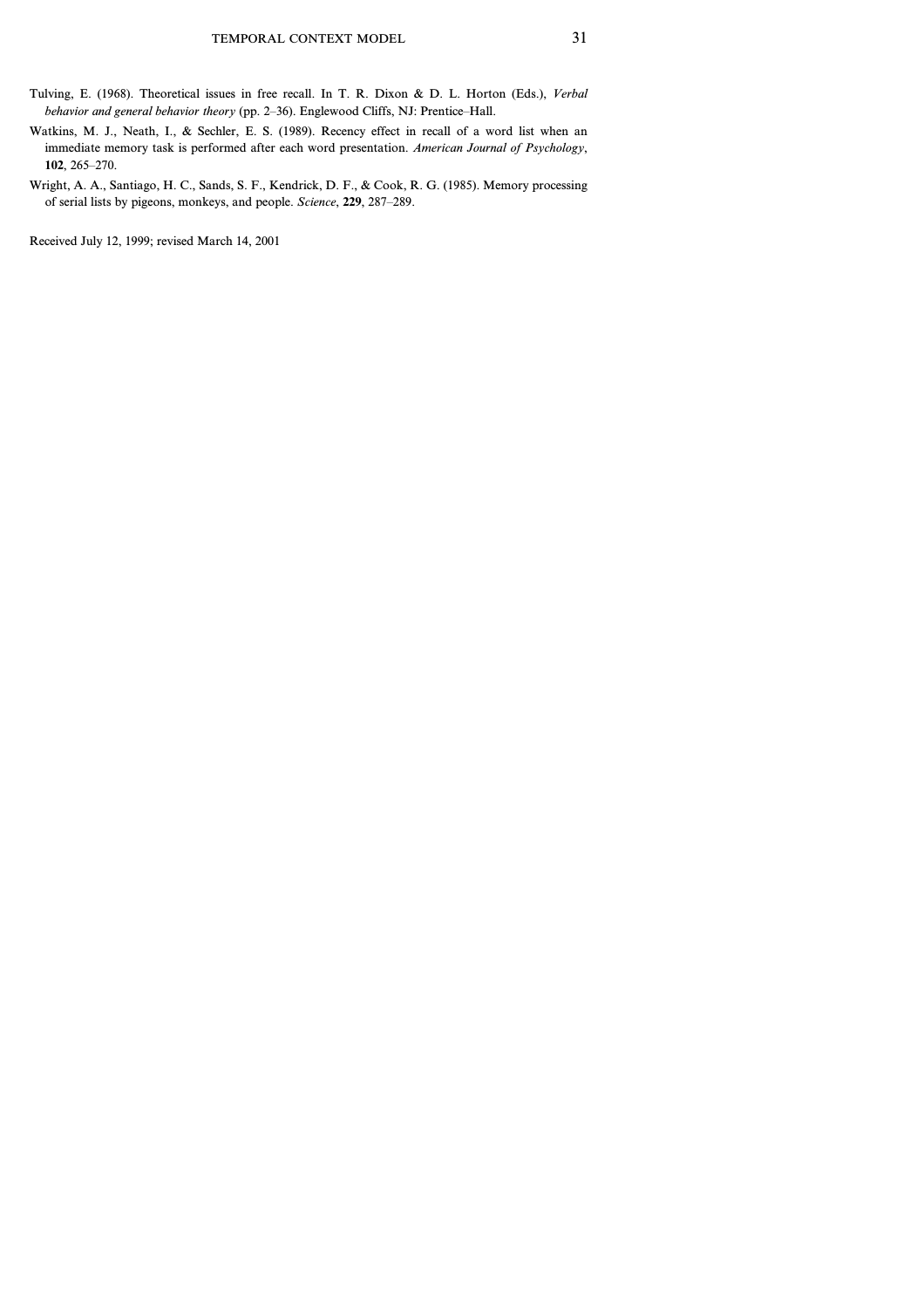Tulving, E. (1968). Theoretical issues in free recall. In T. R. Dixon & D. L. Horton (Eds.), *Verbal behavior and general behavior theory* (pp. 2–36). Englewood Cliffs, NJ: Prentice–Hall.

Watkins, M. J., Neath, I., & Sechler, E. S. (1989). Recency effect in recall of a word list when an immediate memory task is performed after each word presentation. *American Journal of Psychology*, **102**, 265–270.

Wright, A. A., Santiago, H. C., Sands, S. F., Kendrick, D. F., & Cook, R. G. (1985). Memory processing of serial lists by pigeons, monkeys, and people. *Science*, **229**, 287–289.

Received July 12, 1999; revised March 14, 2001